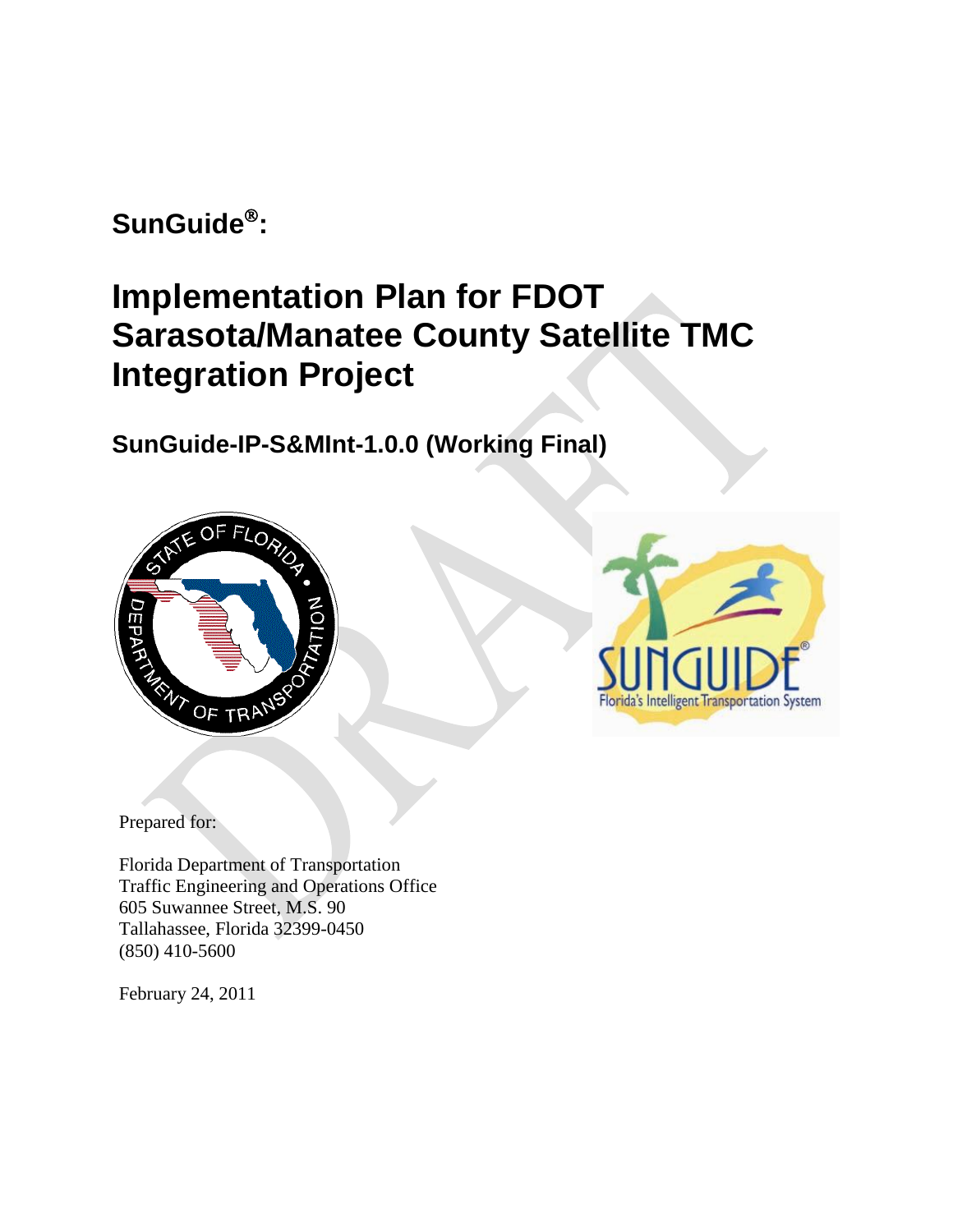**SunGuide®:**

# Implementation Plan for FDOT Sarasota/Manatee County Satellite TMC Integration Project

## SunGuide-IP-S&MInt-1.0.0 (Working Final)

Prepared for:

Florida Department of Transportation
Traffic Engineering and Operations Office
605 Suwannee Street, M.S. 90
Tallahassee, Florida 32399-0450
(850) 410-5600

February 24, 2011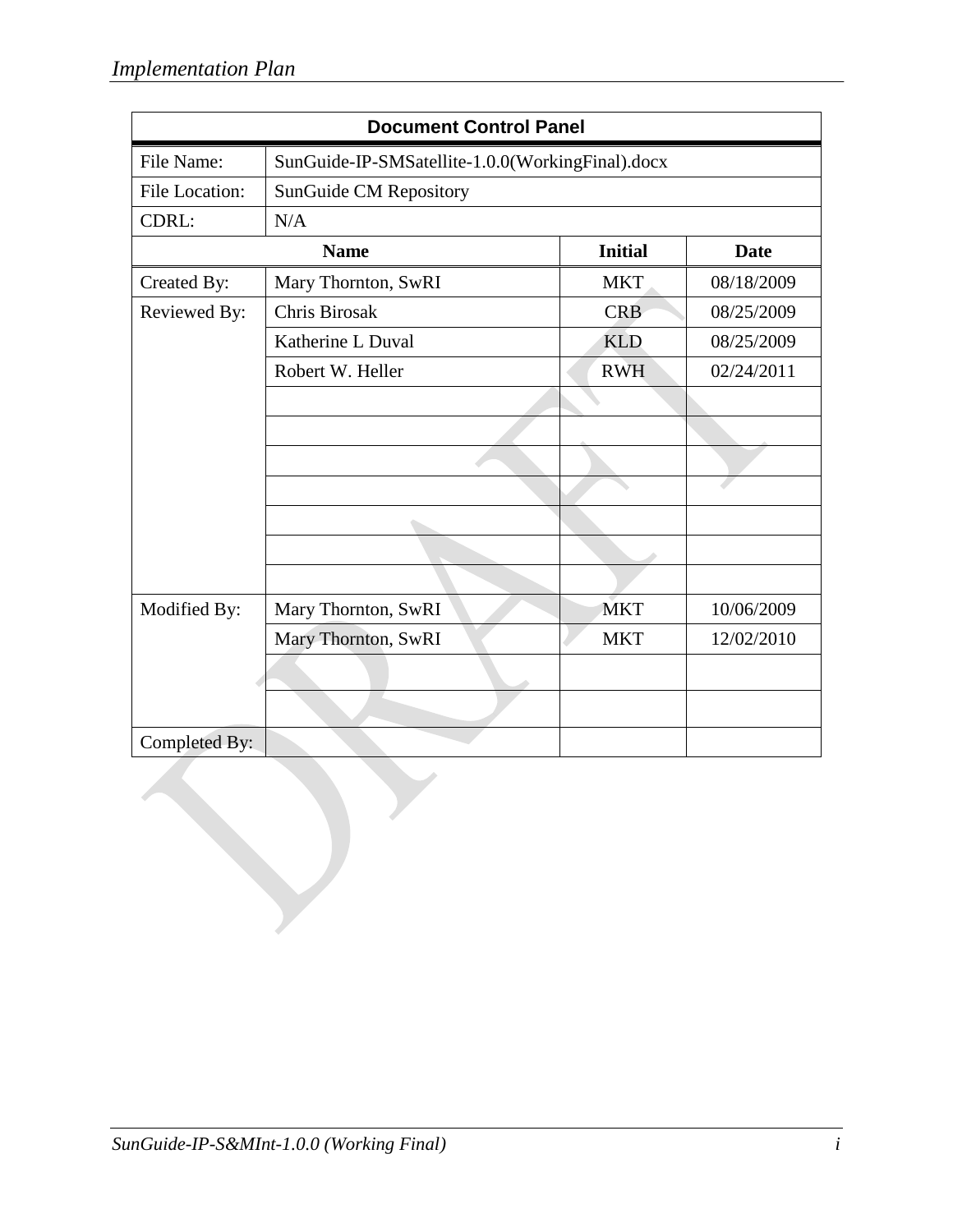| Document Control Panel | | | |
|---|---|---|---|
| File Name: | SunGuide-IP-SMSatellite-1.0.0(WorkingFinal).docx | | |
| File Location: | SunGuide CM Repository | | |
| CDRL: | N/A | | |
| | **Name** | **Initial** | **Date** |
| Created By: | Mary Thornton, SwRI | MKT | 08/18/2009 |
| Reviewed By: | Chris Birosak | CRB | 08/25/2009 |
| | Katherine L Duval | KLD | 08/25/2009 |
| | Robert W. Heller | RWH | 02/24/2011 |
| | | | |
| | | | |
| | | | |
| | | | |
| | | | |
| | | | |
| | | | |
| Modified By: | Mary Thornton, SwRI | MKT | 10/06/2009 |
| | Mary Thornton, SwRI | MKT | 12/02/2010 |
| | | | |
| | | | |
| Completed By: | | | |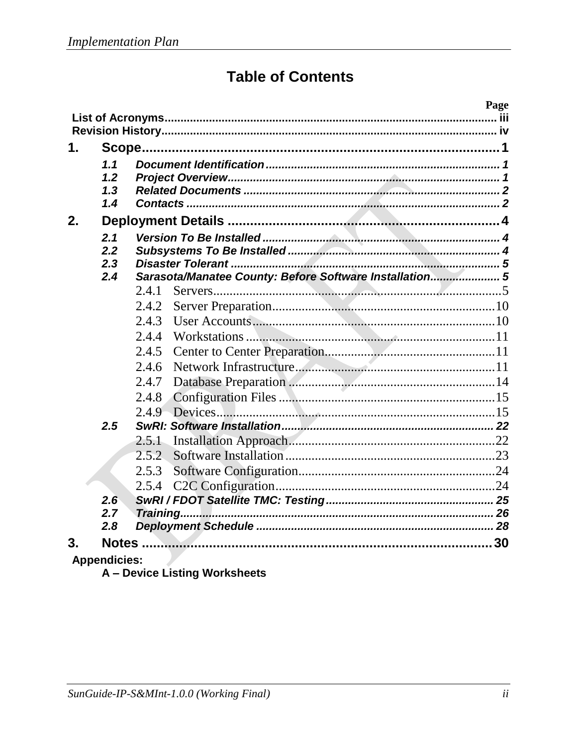# Table of Contents

| | | Page |
|---|---|---|
| **List of Acronyms** | | iii |
| **Revision History** | | iv |
| **1.** | **Scope** | 1 |
| *1.1* | *Document Identification* | 1 |
| *1.2* | *Project Overview* | 1 |
| *1.3* | *Related Documents* | 2 |
| *1.4* | *Contacts* | 2 |
| **2.** | **Deployment Details** | 4 |
| *2.1* | *Version To Be Installed* | 4 |
| *2.2* | *Subsystems To Be Installed* | 4 |
| *2.3* | *Disaster Tolerant* | 5 |
| *2.4* | *Sarasota/Manatee County: Before Software Installation* | 5 |
| 2.4.1 | Servers | 5 |
| 2.4.2 | Server Preparation | 10 |
| 2.4.3 | User Accounts | 10 |
| 2.4.4 | Workstations | 11 |
| 2.4.5 | Center to Center Preparation | 11 |
| 2.4.6 | Network Infrastructure | 11 |
| 2.4.7 | Database Preparation | 14 |
| 2.4.8 | Configuration Files | 15 |
| 2.4.9 | Devices | 15 |
| *2.5* | *SwRI: Software Installation* | 22 |
| 2.5.1 | Installation Approach | 22 |
| 2.5.2 | Software Installation | 23 |
| 2.5.3 | Software Configuration | 24 |
| 2.5.4 | C2C Configuration | 24 |
| *2.6* | *SwRI / FDOT Satellite TMC: Testing* | 25 |
| *2.7* | *Training* | 26 |
| *2.8* | *Deployment Schedule* | 28 |
| **3.** | **Notes** | 30 |

**Appendicies:**

**A – Device Listing Worksheets**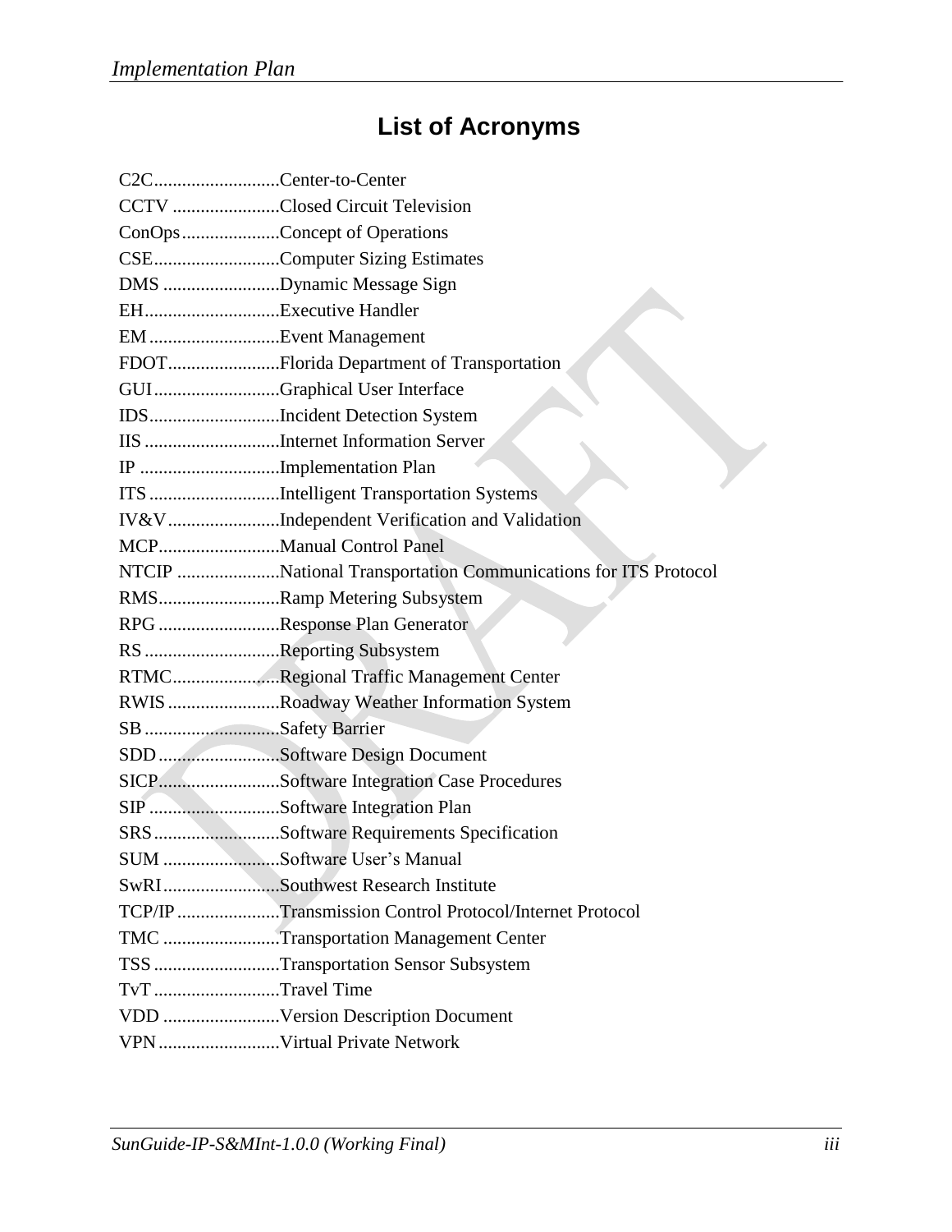# List of Acronyms

C2C..........................Center-to-Center
CCTV ......................Closed Circuit Television
ConOps....................Concept of Operations
CSE..........................Computer Sizing Estimates
DMS ........................Dynamic Message Sign
EH............................Executive Handler
EM ...........................Event Management
FDOT.......................Florida Department of Transportation
GUI ..........................Graphical User Interface
IDS...........................Incident Detection System
IIS ............................Internet Information Server
IP .............................Implementation Plan
ITS ...........................Intelligent Transportation Systems
IV&V.......................Independent Verification and Validation
MCP.........................Manual Control Panel
NTCIP .....................National Transportation Communications for ITS Protocol
RMS.........................Ramp Metering Subsystem
RPG .........................Response Plan Generator
RS ............................Reporting Subsystem
RTMC......................Regional Traffic Management Center
RWIS .......................Roadway Weather Information System
SB ............................Safety Barrier
SDD .........................Software Design Document
SICP.........................Software Integration Case Procedures
SIP ...........................Software Integration Plan
SRS ..........................Software Requirements Specification
SUM ........................Software User's Manual
SwRI ........................Southwest Research Institute
TCP/IP .....................Transmission Control Protocol/Internet Protocol
TMC ........................Transportation Management Center
TSS ..........................Transportation Sensor Subsystem
TvT ..........................Travel Time
VDD ........................Version Description Document
VPN .........................Virtual Private Network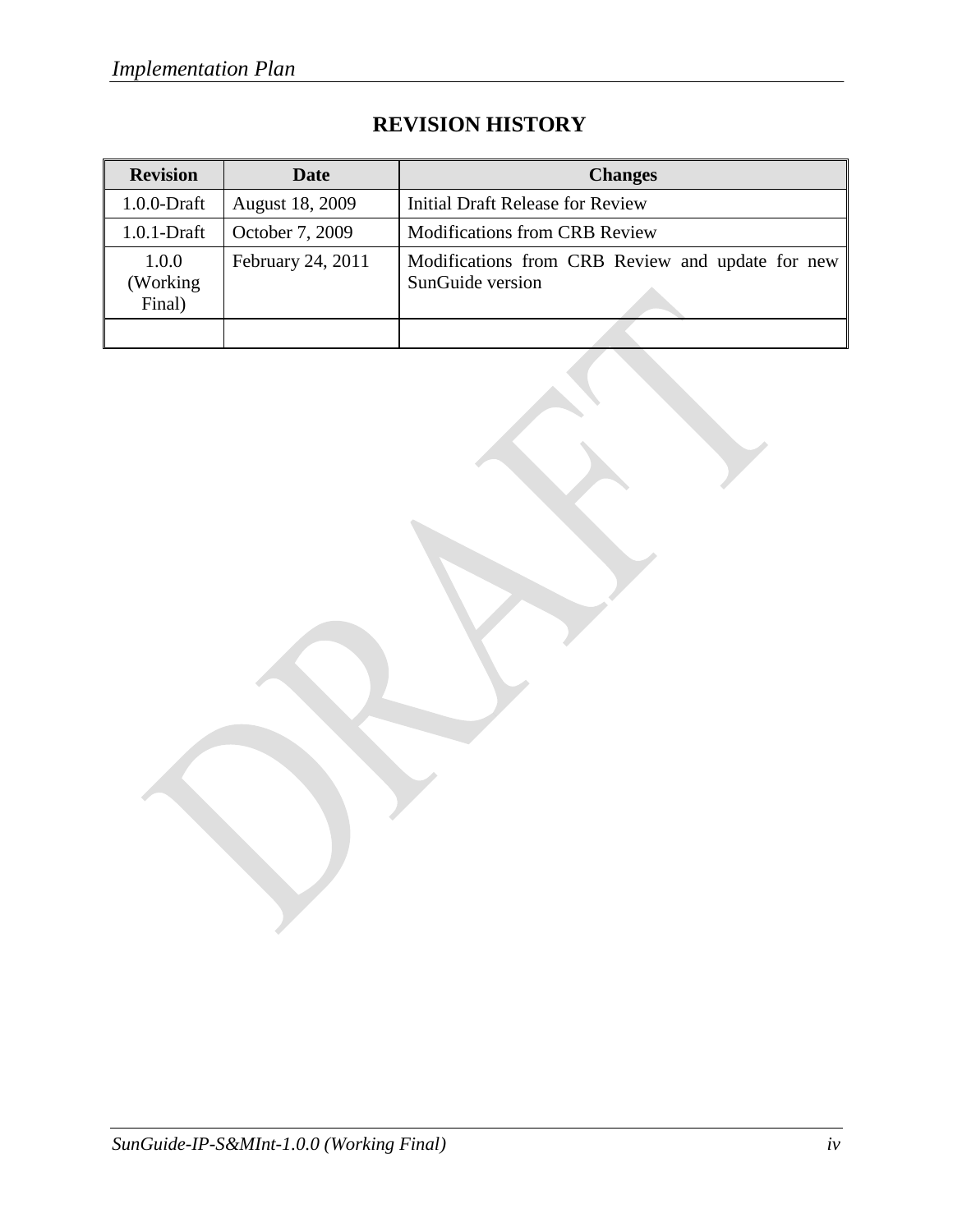# REVISION HISTORY

| Revision | Date | Changes |
|---|---|---|
| 1.0.0-Draft | August 18, 2009 | Initial Draft Release for Review |
| 1.0.1-Draft | October 7, 2009 | Modifications from CRB Review |
| 1.0.0 (Working Final) | February 24, 2011 | Modifications from CRB Review and update for new SunGuide version |
| | | |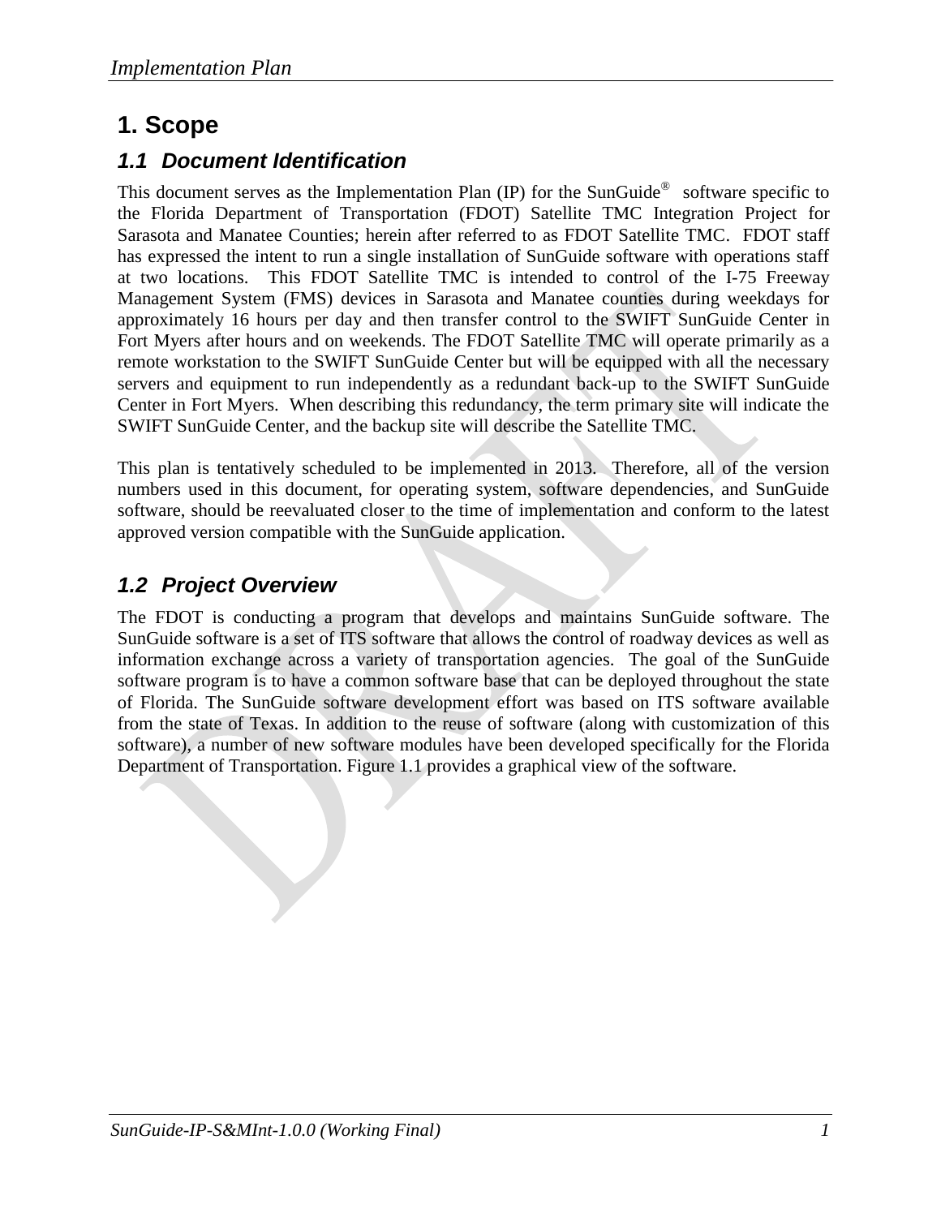# 1. Scope

## 1.1 Document Identification

This document serves as the Implementation Plan (IP) for the SunGuide® software specific to the Florida Department of Transportation (FDOT) Satellite TMC Integration Project for Sarasota and Manatee Counties; herein after referred to as FDOT Satellite TMC. FDOT staff has expressed the intent to run a single installation of SunGuide software with operations staff at two locations. This FDOT Satellite TMC is intended to control of the I-75 Freeway Management System (FMS) devices in Sarasota and Manatee counties during weekdays for approximately 16 hours per day and then transfer control to the SWIFT SunGuide Center in Fort Myers after hours and on weekends. The FDOT Satellite TMC will operate primarily as a remote workstation to the SWIFT SunGuide Center but will be equipped with all the necessary servers and equipment to run independently as a redundant back-up to the SWIFT SunGuide Center in Fort Myers. When describing this redundancy, the term primary site will indicate the SWIFT SunGuide Center, and the backup site will describe the Satellite TMC.

This plan is tentatively scheduled to be implemented in 2013. Therefore, all of the version numbers used in this document, for operating system, software dependencies, and SunGuide software, should be reevaluated closer to the time of implementation and conform to the latest approved version compatible with the SunGuide application.

## 1.2 Project Overview

The FDOT is conducting a program that develops and maintains SunGuide software. The SunGuide software is a set of ITS software that allows the control of roadway devices as well as information exchange across a variety of transportation agencies. The goal of the SunGuide software program is to have a common software base that can be deployed throughout the state of Florida. The SunGuide software development effort was based on ITS software available from the state of Texas. In addition to the reuse of software (along with customization of this software), a number of new software modules have been developed specifically for the Florida Department of Transportation. Figure 1.1 provides a graphical view of the software.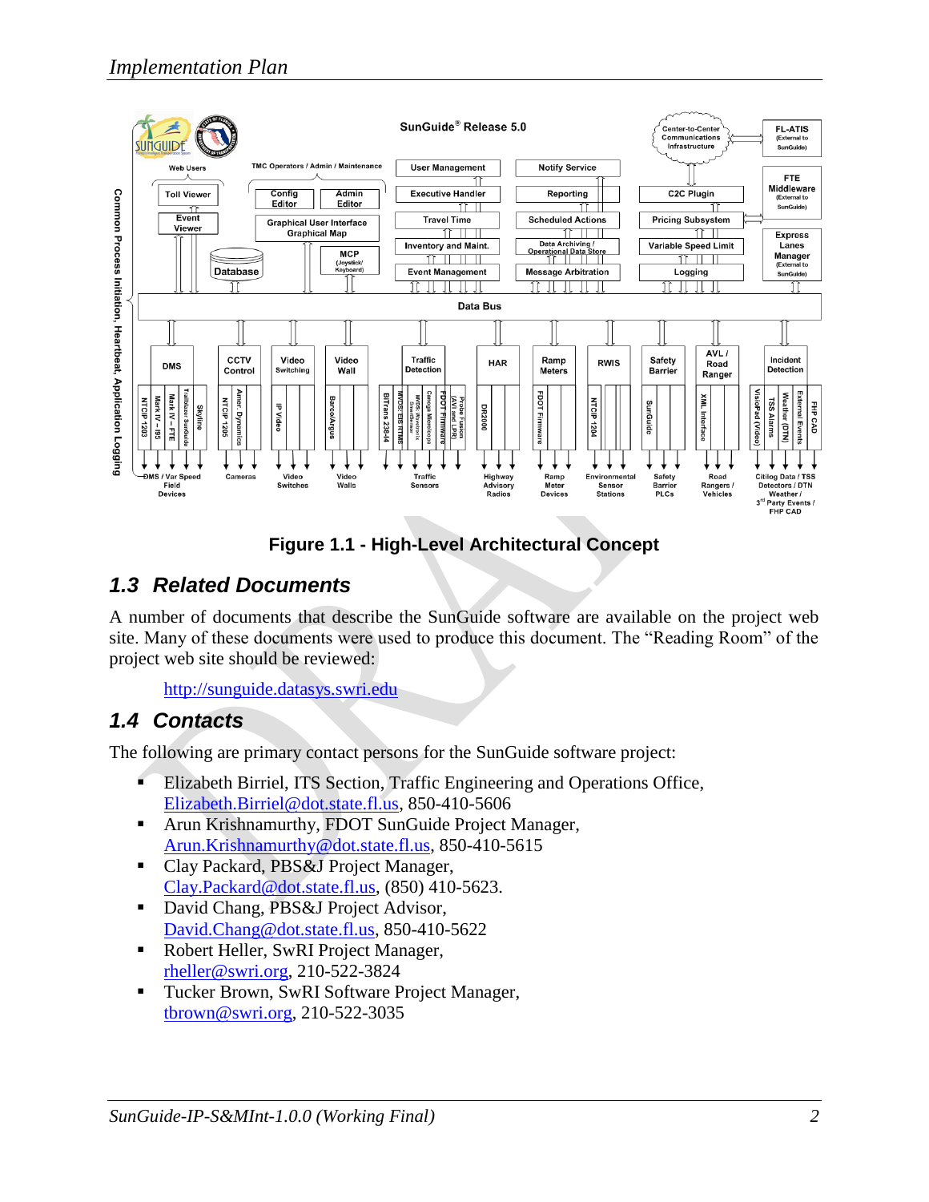**Figure 1.1 - High-Level Architectural Concept**

## 1.3 Related Documents

A number of documents that describe the SunGuide software are available on the project web site. Many of these documents were used to produce this document. The "Reading Room" of the project web site should be reviewed:

http://sunguide.datasys.swri.edu

## 1.4 Contacts

The following are primary contact persons for the SunGuide software project:

- Elizabeth Birriel, ITS Section, Traffic Engineering and Operations Office, Elizabeth.Birriel@dot.state.fl.us, 850-410-5606
- Arun Krishnamurthy, FDOT SunGuide Project Manager, Arun.Krishnamurthy@dot.state.fl.us, 850-410-5615
- Clay Packard, PBS&J Project Manager, Clay.Packard@dot.state.fl.us, (850) 410-5623.
- David Chang, PBS&J Project Advisor, David.Chang@dot.state.fl.us, 850-410-5622
- Robert Heller, SwRI Project Manager, rheller@swri.org, 210-522-3824
- Tucker Brown, SwRI Software Project Manager, tbrown@swri.org, 210-522-3035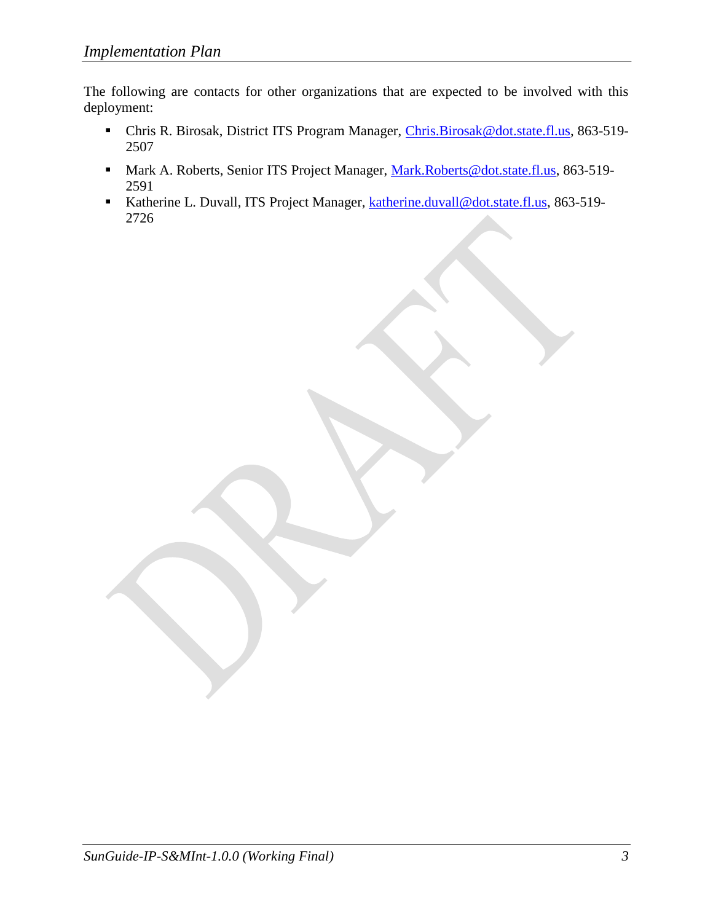The following are contacts for other organizations that are expected to be involved with this deployment:

- Chris R. Birosak, District ITS Program Manager, Chris.Birosak@dot.state.fl.us, 863-519-2507
- Mark A. Roberts, Senior ITS Project Manager, Mark.Roberts@dot.state.fl.us, 863-519-2591
- Katherine L. Duvall, ITS Project Manager, katherine.duvall@dot.state.fl.us, 863-519-2726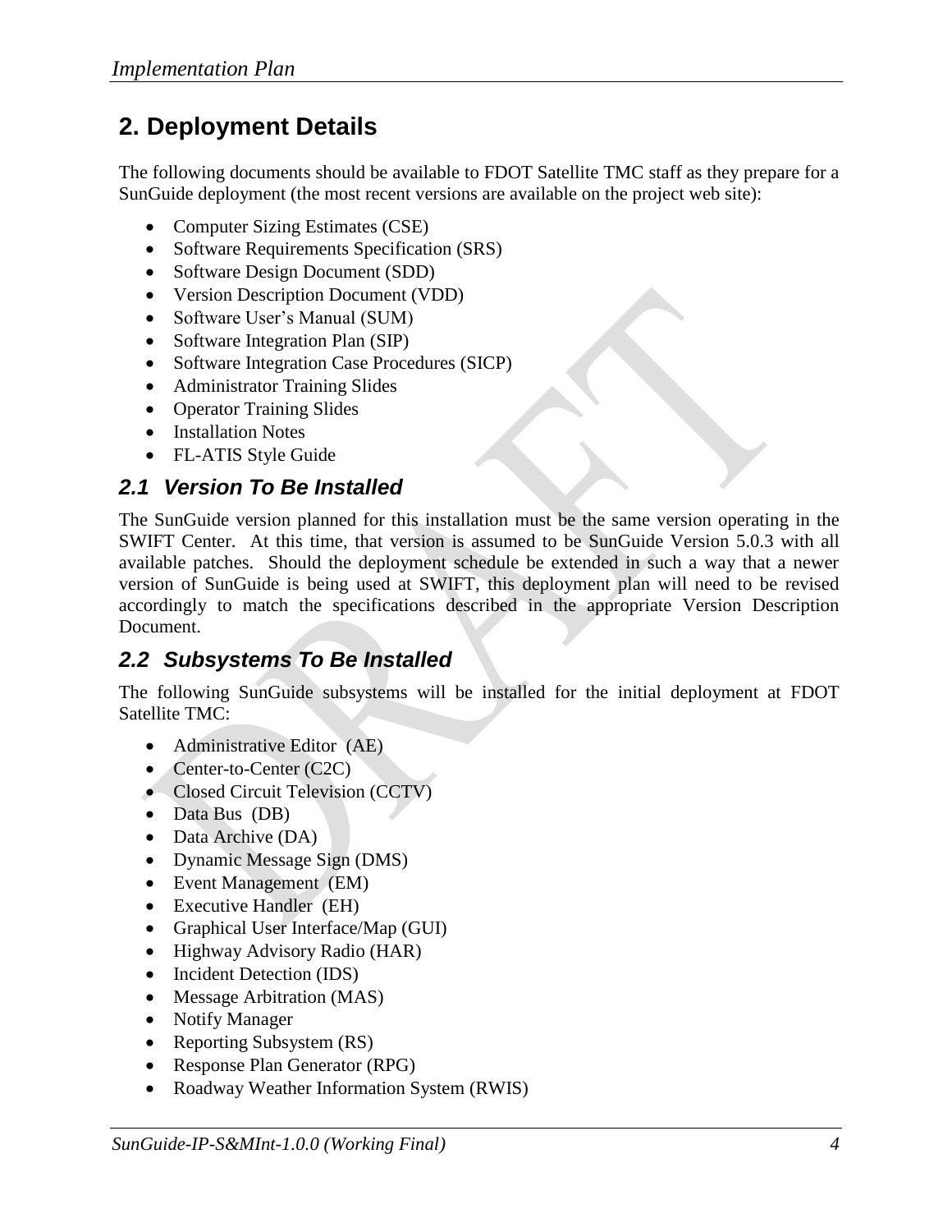## 2. Deployment Details

The following documents should be available to FDOT Satellite TMC staff as they prepare for a SunGuide deployment (the most recent versions are available on the project web site):

- Computer Sizing Estimates (CSE)
- Software Requirements Specification (SRS)
- Software Design Document (SDD)
- Version Description Document (VDD)
- Software User's Manual (SUM)
- Software Integration Plan (SIP)
- Software Integration Case Procedures (SICP)
- Administrator Training Slides
- Operator Training Slides
- Installation Notes
- FL-ATIS Style Guide

### 2.1 Version To Be Installed

The SunGuide version planned for this installation must be the same version operating in the SWIFT Center. At this time, that version is assumed to be SunGuide Version 5.0.3 with all available patches. Should the deployment schedule be extended in such a way that a newer version of SunGuide is being used at SWIFT, this deployment plan will need to be revised accordingly to match the specifications described in the appropriate Version Description Document.

### 2.2 Subsystems To Be Installed

The following SunGuide subsystems will be installed for the initial deployment at FDOT Satellite TMC:

- Administrative Editor (AE)
- Center-to-Center (C2C)
- Closed Circuit Television (CCTV)
- Data Bus (DB)
- Data Archive (DA)
- Dynamic Message Sign (DMS)
- Event Management (EM)
- Executive Handler (EH)
- Graphical User Interface/Map (GUI)
- Highway Advisory Radio (HAR)
- Incident Detection (IDS)
- Message Arbitration (MAS)
- Notify Manager
- Reporting Subsystem (RS)
- Response Plan Generator (RPG)
- Roadway Weather Information System (RWIS)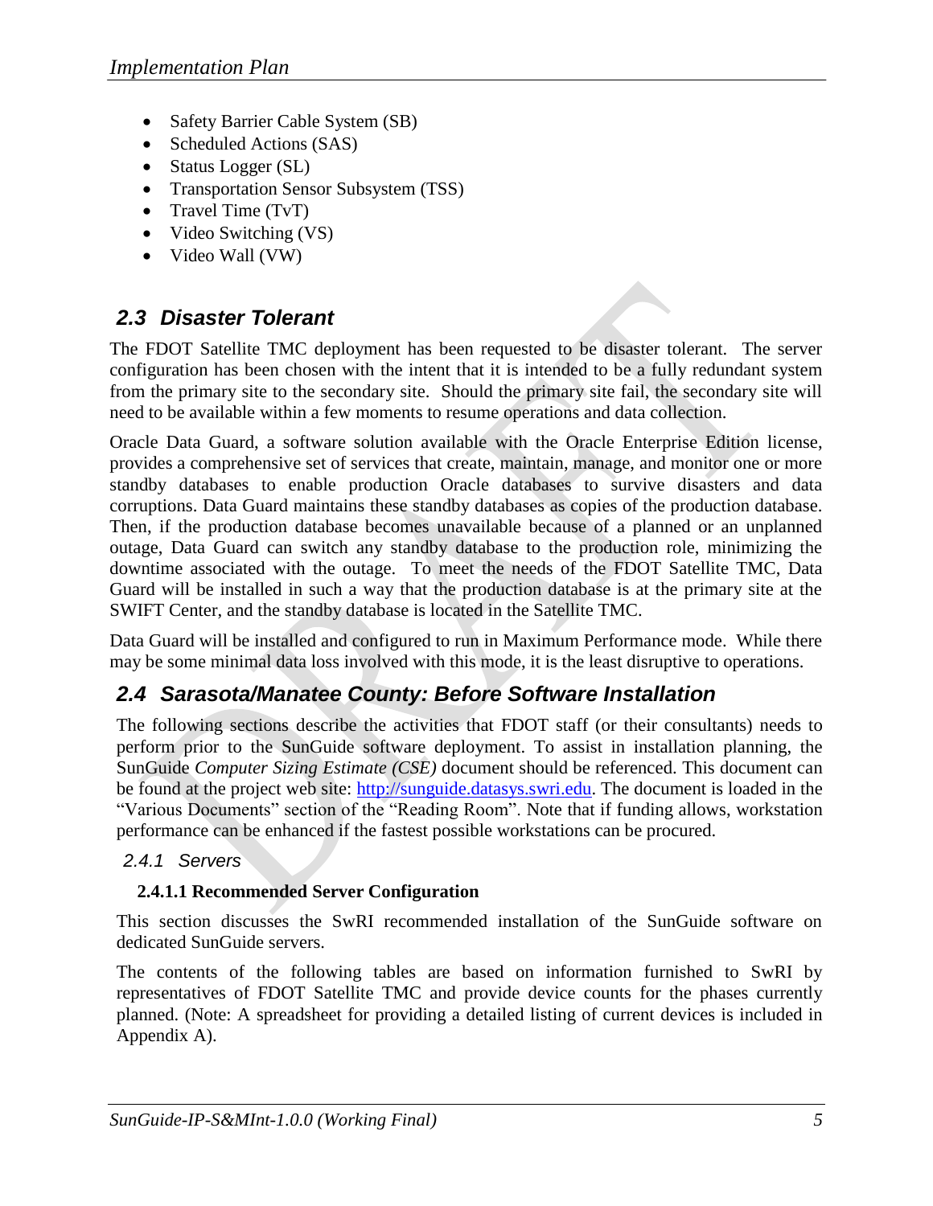- Safety Barrier Cable System (SB)
- Scheduled Actions (SAS)
- Status Logger (SL)
- Transportation Sensor Subsystem (TSS)
- Travel Time (TvT)
- Video Switching (VS)
- Video Wall (VW)

## 2.3 Disaster Tolerant

The FDOT Satellite TMC deployment has been requested to be disaster tolerant. The server configuration has been chosen with the intent that it is intended to be a fully redundant system from the primary site to the secondary site. Should the primary site fail, the secondary site will need to be available within a few moments to resume operations and data collection.

Oracle Data Guard, a software solution available with the Oracle Enterprise Edition license, provides a comprehensive set of services that create, maintain, manage, and monitor one or more standby databases to enable production Oracle databases to survive disasters and data corruptions. Data Guard maintains these standby databases as copies of the production database. Then, if the production database becomes unavailable because of a planned or an unplanned outage, Data Guard can switch any standby database to the production role, minimizing the downtime associated with the outage. To meet the needs of the FDOT Satellite TMC, Data Guard will be installed in such a way that the production database is at the primary site at the SWIFT Center, and the standby database is located in the Satellite TMC.

Data Guard will be installed and configured to run in Maximum Performance mode. While there may be some minimal data loss involved with this mode, it is the least disruptive to operations.

## 2.4 Sarasota/Manatee County: Before Software Installation

The following sections describe the activities that FDOT staff (or their consultants) needs to perform prior to the SunGuide software deployment. To assist in installation planning, the SunGuide *Computer Sizing Estimate (CSE)* document should be referenced. This document can be found at the project web site: http://sunguide.datasys.swri.edu. The document is loaded in the "Various Documents" section of the "Reading Room". Note that if funding allows, workstation performance can be enhanced if the fastest possible workstations can be procured.

### 2.4.1 Servers

#### 2.4.1.1 Recommended Server Configuration

This section discusses the SwRI recommended installation of the SunGuide software on dedicated SunGuide servers.

The contents of the following tables are based on information furnished to SwRI by representatives of FDOT Satellite TMC and provide device counts for the phases currently planned. (Note: A spreadsheet for providing a detailed listing of current devices is included in Appendix A).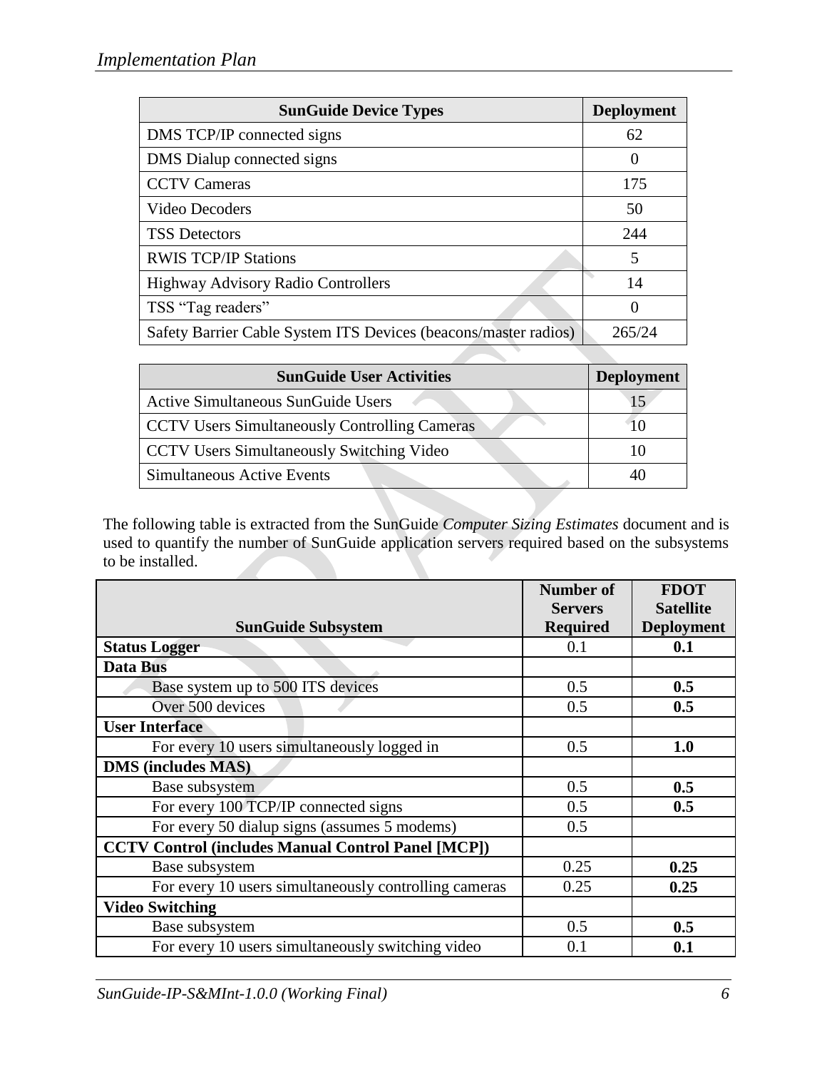| SunGuide Device Types | Deployment |
| --- | --- |
| DMS TCP/IP connected signs | 62 |
| DMS Dialup connected signs | 0 |
| CCTV Cameras | 175 |
| Video Decoders | 50 |
| TSS Detectors | 244 |
| RWIS TCP/IP Stations | 5 |
| Highway Advisory Radio Controllers | 14 |
| TSS "Tag readers" | 0 |
| Safety Barrier Cable System ITS Devices (beacons/master radios) | 265/24 |

| SunGuide User Activities | Deployment |
| --- | --- |
| Active Simultaneous SunGuide Users | 15 |
| CCTV Users Simultaneously Controlling Cameras | 10 |
| CCTV Users Simultaneously Switching Video | 10 |
| Simultaneous Active Events | 40 |

The following table is extracted from the SunGuide *Computer Sizing Estimates* document and is used to quantify the number of SunGuide application servers required based on the subsystems to be installed.

| SunGuide Subsystem | Number of Servers Required | FDOT Satellite Deployment |
| --- | --- | --- |
| **Status Logger** | 0.1 | **0.1** |
| **Data Bus** | | |
| Base system up to 500 ITS devices | 0.5 | **0.5** |
| Over 500 devices | 0.5 | **0.5** |
| **User Interface** | | |
| For every 10 users simultaneously logged in | 0.5 | **1.0** |
| **DMS (includes MAS)** | | |
| Base subsystem | 0.5 | **0.5** |
| For every 100 TCP/IP connected signs | 0.5 | **0.5** |
| For every 50 dialup signs (assumes 5 modems) | 0.5 | |
| **CCTV Control (includes Manual Control Panel [MCP])** | | |
| Base subsystem | 0.25 | **0.25** |
| For every 10 users simultaneously controlling cameras | 0.25 | **0.25** |
| **Video Switching** | | |
| Base subsystem | 0.5 | **0.5** |
| For every 10 users simultaneously switching video | 0.1 | **0.1** |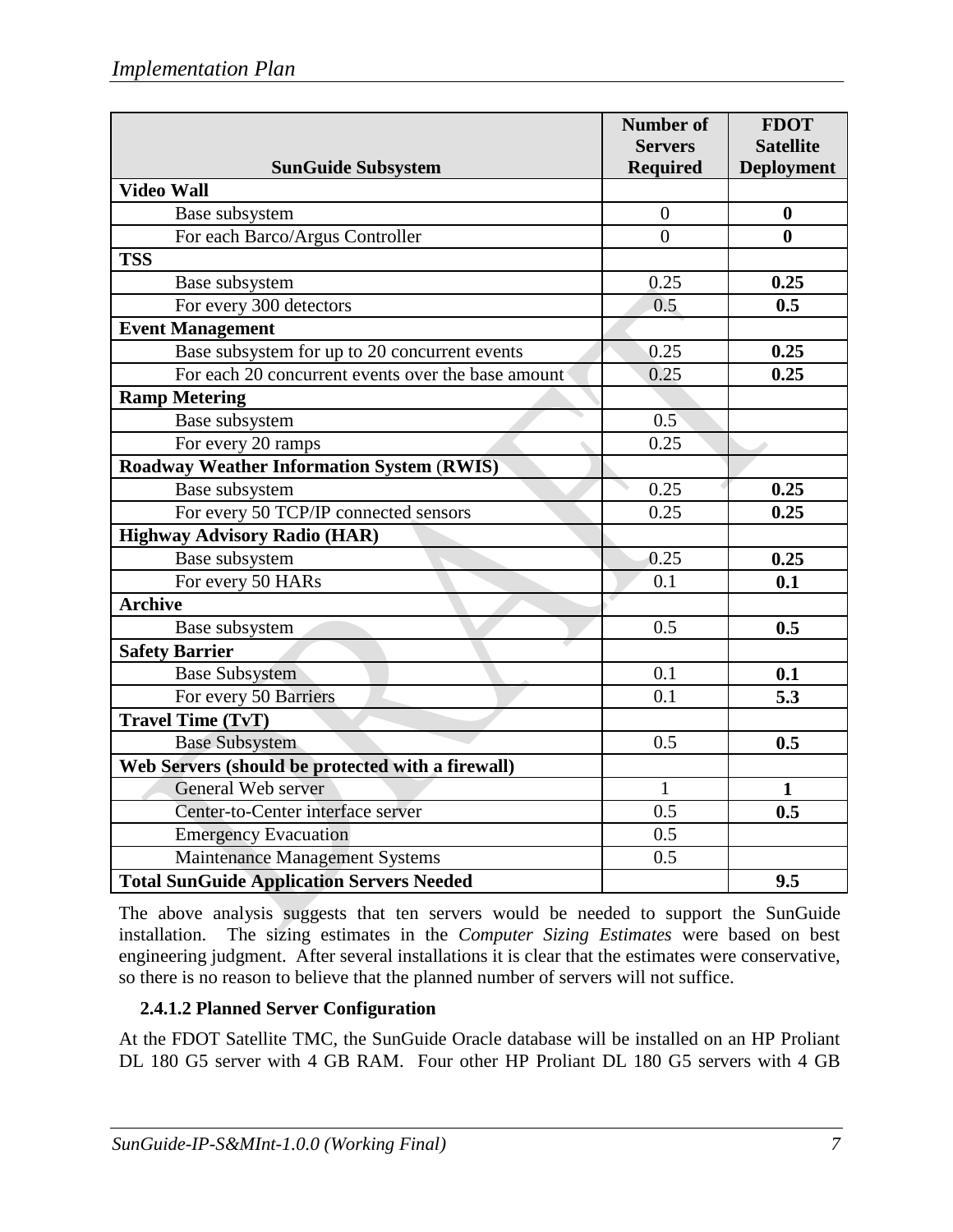| SunGuide Subsystem | Number of Servers Required | FDOT Satellite Deployment |
|---|---|---|
| **Video Wall** | | |
| Base subsystem | 0 | **0** |
| For each Barco/Argus Controller | 0 | **0** |
| **TSS** | | |
| Base subsystem | 0.25 | **0.25** |
| For every 300 detectors | 0.5 | **0.5** |
| **Event Management** | | |
| Base subsystem for up to 20 concurrent events | 0.25 | **0.25** |
| For each 20 concurrent events over the base amount | 0.25 | **0.25** |
| **Ramp Metering** | | |
| Base subsystem | 0.5 | |
| For every 20 ramps | 0.25 | |
| **Roadway Weather Information System (RWIS)** | | |
| Base subsystem | 0.25 | **0.25** |
| For every 50 TCP/IP connected sensors | 0.25 | **0.25** |
| **Highway Advisory Radio (HAR)** | | |
| Base subsystem | 0.25 | **0.25** |
| For every 50 HARs | 0.1 | **0.1** |
| **Archive** | | |
| Base subsystem | 0.5 | **0.5** |
| **Safety Barrier** | | |
| Base Subsystem | 0.1 | **0.1** |
| For every 50 Barriers | 0.1 | **5.3** |
| **Travel Time (TvT)** | | |
| Base Subsystem | 0.5 | **0.5** |
| **Web Servers (should be protected with a firewall)** | | |
| General Web server | 1 | **1** |
| Center-to-Center interface server | 0.5 | **0.5** |
| Emergency Evacuation | 0.5 | |
| Maintenance Management Systems | 0.5 | |
| **Total SunGuide Application Servers Needed** | | **9.5** |

The above analysis suggests that ten servers would be needed to support the SunGuide installation. The sizing estimates in the *Computer Sizing Estimates* were based on best engineering judgment. After several installations it is clear that the estimates were conservative, so there is no reason to believe that the planned number of servers will not suffice.

#### 2.4.1.2 Planned Server Configuration

At the FDOT Satellite TMC, the SunGuide Oracle database will be installed on an HP Proliant DL 180 G5 server with 4 GB RAM. Four other HP Proliant DL 180 G5 servers with 4 GB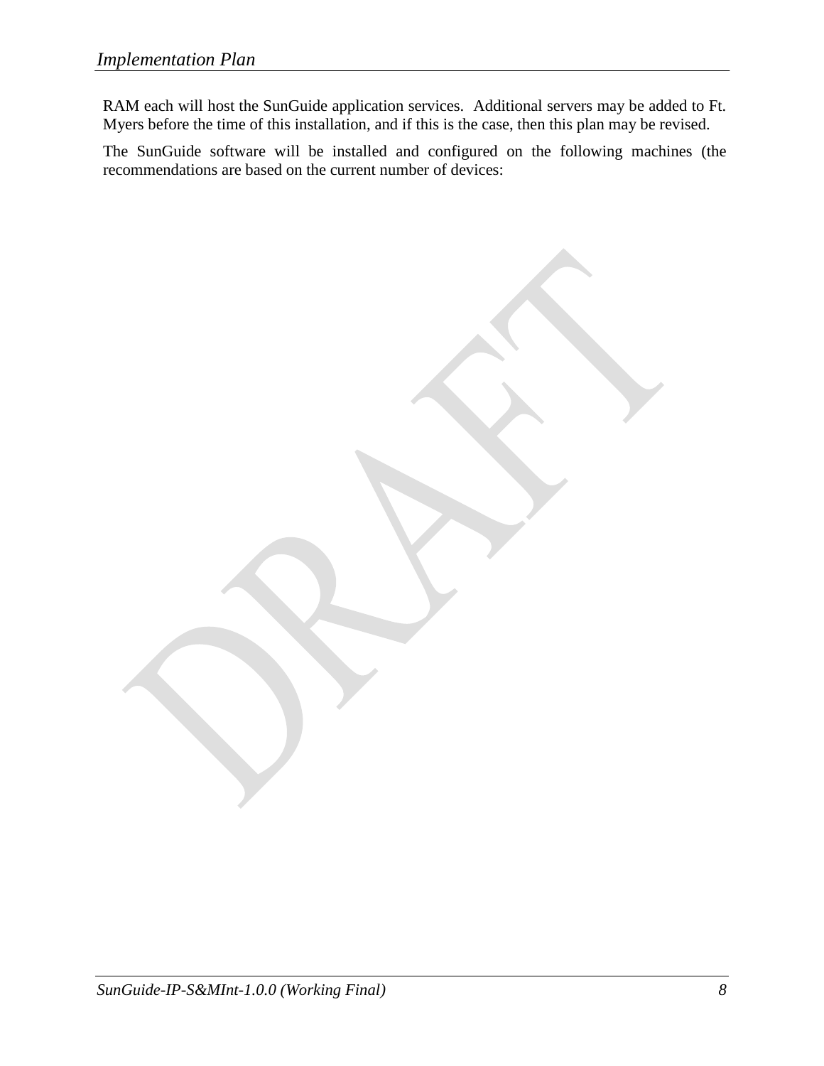RAM each will host the SunGuide application services. Additional servers may be added to Ft. Myers before the time of this installation, and if this is the case, then this plan may be revised.

The SunGuide software will be installed and configured on the following machines (the recommendations are based on the current number of devices: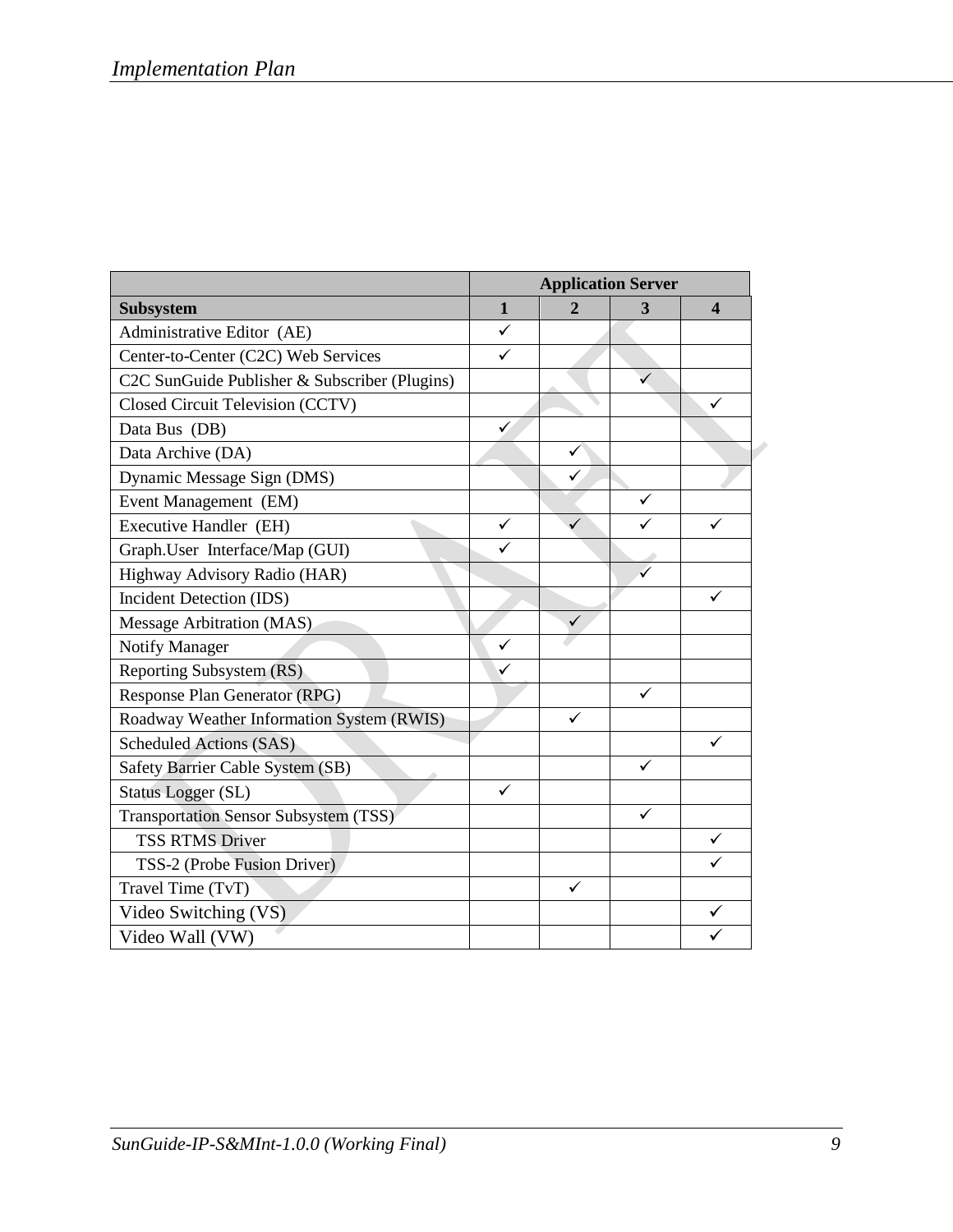| | Application Server | | | |
|---|---|---|---|---|
| **Subsystem** | **1** | **2** | **3** | **4** |
| Administrative Editor (AE) | ✓ | | | |
| Center-to-Center (C2C) Web Services | ✓ | | | |
| C2C SunGuide Publisher & Subscriber (Plugins) | | | ✓ | |
| Closed Circuit Television (CCTV) | | | | ✓ |
| Data Bus (DB) | ✓ | | | |
| Data Archive (DA) | | ✓ | | |
| Dynamic Message Sign (DMS) | | ✓ | | |
| Event Management (EM) | | | ✓ | |
| Executive Handler (EH) | ✓ | ✓ | ✓ | ✓ |
| Graph.User Interface/Map (GUI) | ✓ | | | |
| Highway Advisory Radio (HAR) | | | ✓ | |
| Incident Detection (IDS) | | | | ✓ |
| Message Arbitration (MAS) | | ✓ | | |
| Notify Manager | ✓ | | | |
| Reporting Subsystem (RS) | ✓ | | | |
| Response Plan Generator (RPG) | | | ✓ | |
| Roadway Weather Information System (RWIS) | | ✓ | | |
| Scheduled Actions (SAS) | | | | ✓ |
| Safety Barrier Cable System (SB) | | | ✓ | |
| Status Logger (SL) | ✓ | | | |
| Transportation Sensor Subsystem (TSS) | | | ✓ | |
| TSS RTMS Driver | | | | ✓ |
| TSS-2 (Probe Fusion Driver) | | | | ✓ |
| Travel Time (TvT) | | ✓ | | |
| Video Switching (VS) | | | | ✓ |
| Video Wall (VW) | | | | ✓ |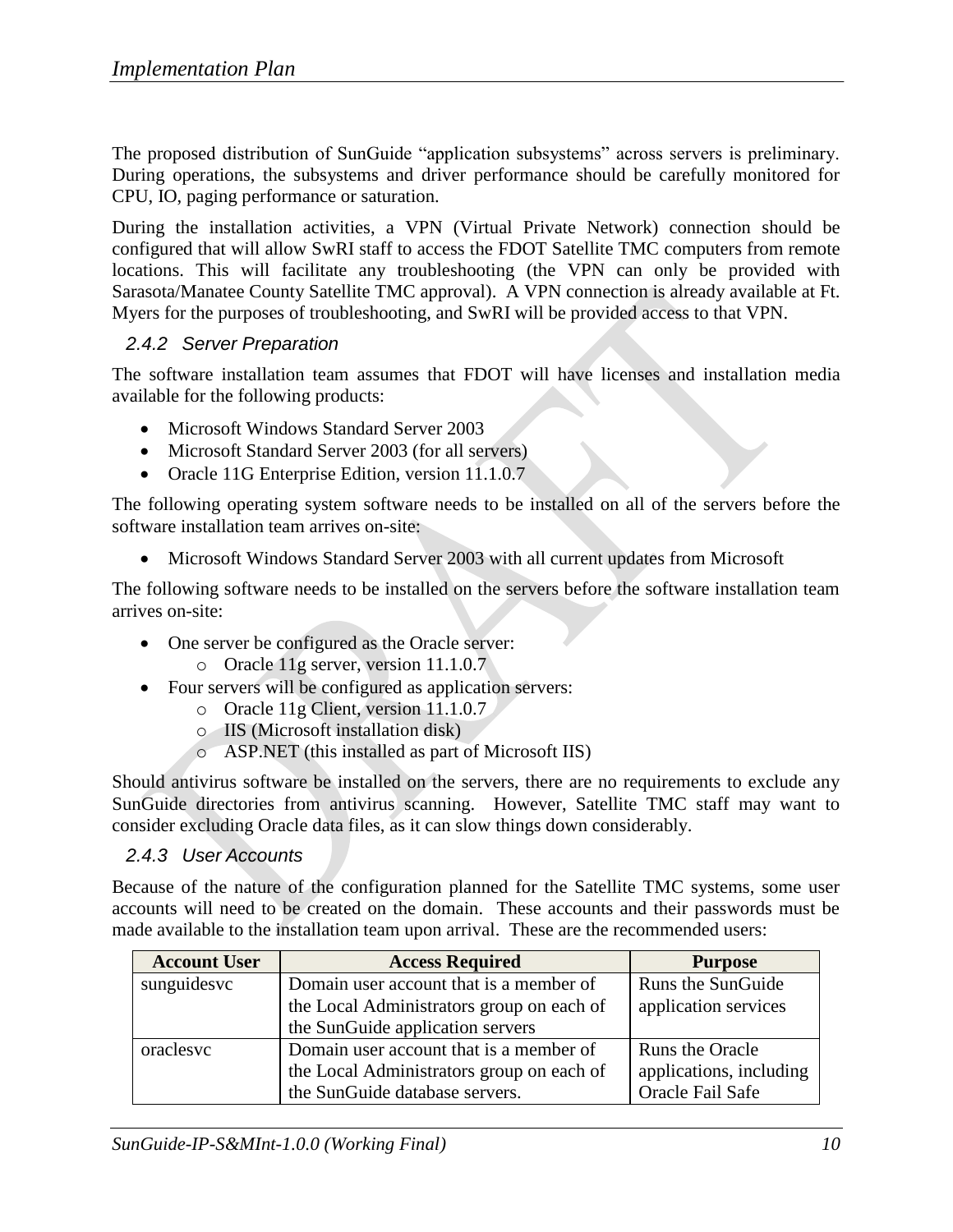The proposed distribution of SunGuide "application subsystems" across servers is preliminary. During operations, the subsystems and driver performance should be carefully monitored for CPU, IO, paging performance or saturation.

During the installation activities, a VPN (Virtual Private Network) connection should be configured that will allow SwRI staff to access the FDOT Satellite TMC computers from remote locations. This will facilitate any troubleshooting (the VPN can only be provided with Sarasota/Manatee County Satellite TMC approval). A VPN connection is already available at Ft. Myers for the purposes of troubleshooting, and SwRI will be provided access to that VPN.

### 2.4.2 Server Preparation

The software installation team assumes that FDOT will have licenses and installation media available for the following products:

- Microsoft Windows Standard Server 2003
- Microsoft Standard Server 2003 (for all servers)
- Oracle 11G Enterprise Edition, version 11.1.0.7

The following operating system software needs to be installed on all of the servers before the software installation team arrives on-site:

- Microsoft Windows Standard Server 2003 with all current updates from Microsoft

The following software needs to be installed on the servers before the software installation team arrives on-site:

- One server be configured as the Oracle server:
  - Oracle 11g server, version 11.1.0.7
- Four servers will be configured as application servers:
  - Oracle 11g Client, version 11.1.0.7
  - IIS (Microsoft installation disk)
  - ASP.NET (this installed as part of Microsoft IIS)

Should antivirus software be installed on the servers, there are no requirements to exclude any SunGuide directories from antivirus scanning. However, Satellite TMC staff may want to consider excluding Oracle data files, as it can slow things down considerably.

### 2.4.3 User Accounts

Because of the nature of the configuration planned for the Satellite TMC systems, some user accounts will need to be created on the domain. These accounts and their passwords must be made available to the installation team upon arrival. These are the recommended users:

| Account User | Access Required | Purpose |
|---|---|---|
| sunguidesvc | Domain user account that is a member of the Local Administrators group on each of the SunGuide application servers | Runs the SunGuide application services |
| oraclesvc | Domain user account that is a member of the Local Administrators group on each of the SunGuide database servers. | Runs the Oracle applications, including Oracle Fail Safe |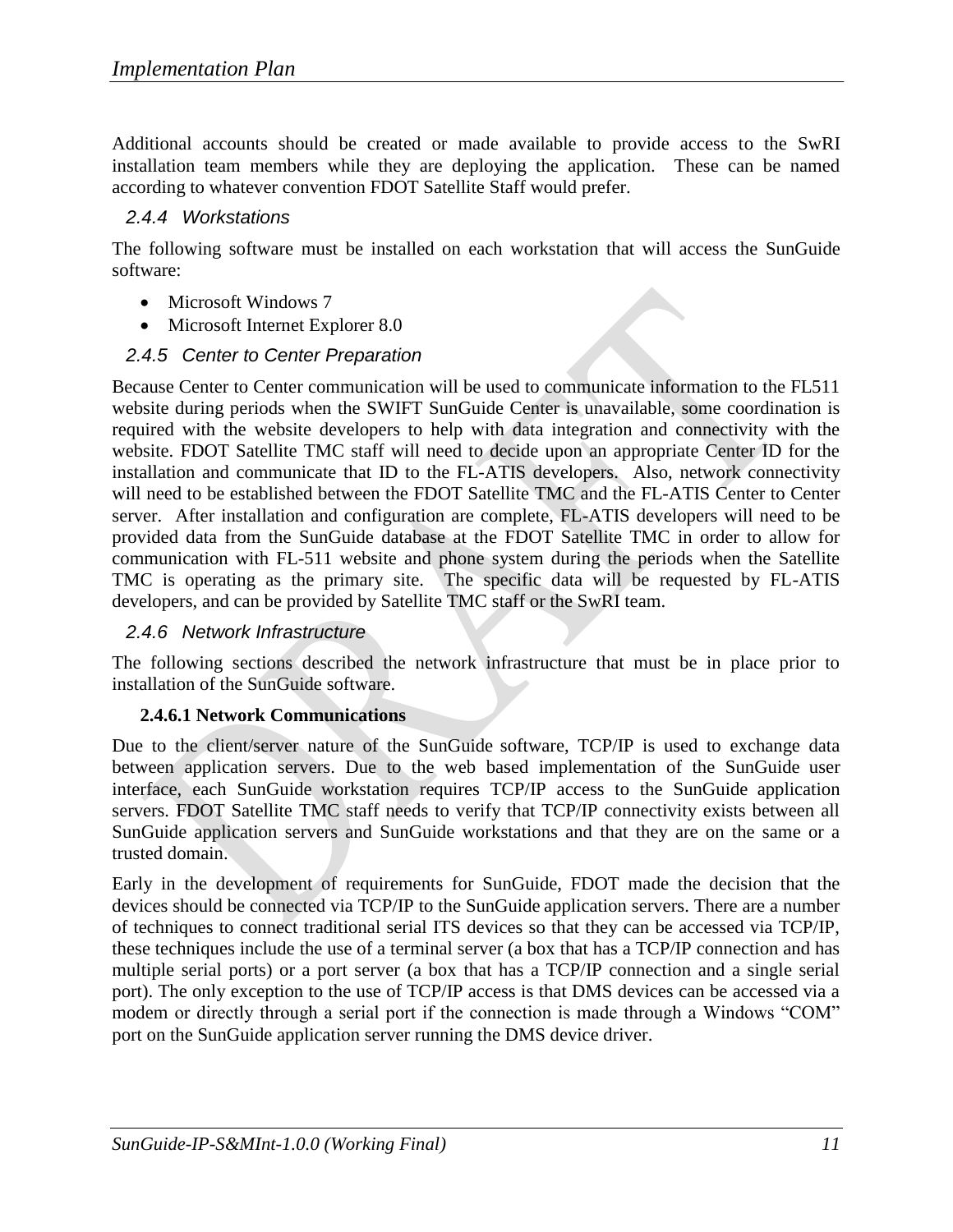Additional accounts should be created or made available to provide access to the SwRI installation team members while they are deploying the application. These can be named according to whatever convention FDOT Satellite Staff would prefer.

### 2.4.4 Workstations

The following software must be installed on each workstation that will access the SunGuide software:

- Microsoft Windows 7
- Microsoft Internet Explorer 8.0

### 2.4.5 Center to Center Preparation

Because Center to Center communication will be used to communicate information to the FL511 website during periods when the SWIFT SunGuide Center is unavailable, some coordination is required with the website developers to help with data integration and connectivity with the website. FDOT Satellite TMC staff will need to decide upon an appropriate Center ID for the installation and communicate that ID to the FL-ATIS developers. Also, network connectivity will need to be established between the FDOT Satellite TMC and the FL-ATIS Center to Center server. After installation and configuration are complete, FL-ATIS developers will need to be provided data from the SunGuide database at the FDOT Satellite TMC in order to allow for communication with FL-511 website and phone system during the periods when the Satellite TMC is operating as the primary site. The specific data will be requested by FL-ATIS developers, and can be provided by Satellite TMC staff or the SwRI team.

### 2.4.6 Network Infrastructure

The following sections described the network infrastructure that must be in place prior to installation of the SunGuide software.

#### 2.4.6.1 Network Communications

Due to the client/server nature of the SunGuide software, TCP/IP is used to exchange data between application servers. Due to the web based implementation of the SunGuide user interface, each SunGuide workstation requires TCP/IP access to the SunGuide application servers. FDOT Satellite TMC staff needs to verify that TCP/IP connectivity exists between all SunGuide application servers and SunGuide workstations and that they are on the same or a trusted domain.

Early in the development of requirements for SunGuide, FDOT made the decision that the devices should be connected via TCP/IP to the SunGuide application servers. There are a number of techniques to connect traditional serial ITS devices so that they can be accessed via TCP/IP, these techniques include the use of a terminal server (a box that has a TCP/IP connection and has multiple serial ports) or a port server (a box that has a TCP/IP connection and a single serial port). The only exception to the use of TCP/IP access is that DMS devices can be accessed via a modem or directly through a serial port if the connection is made through a Windows "COM" port on the SunGuide application server running the DMS device driver.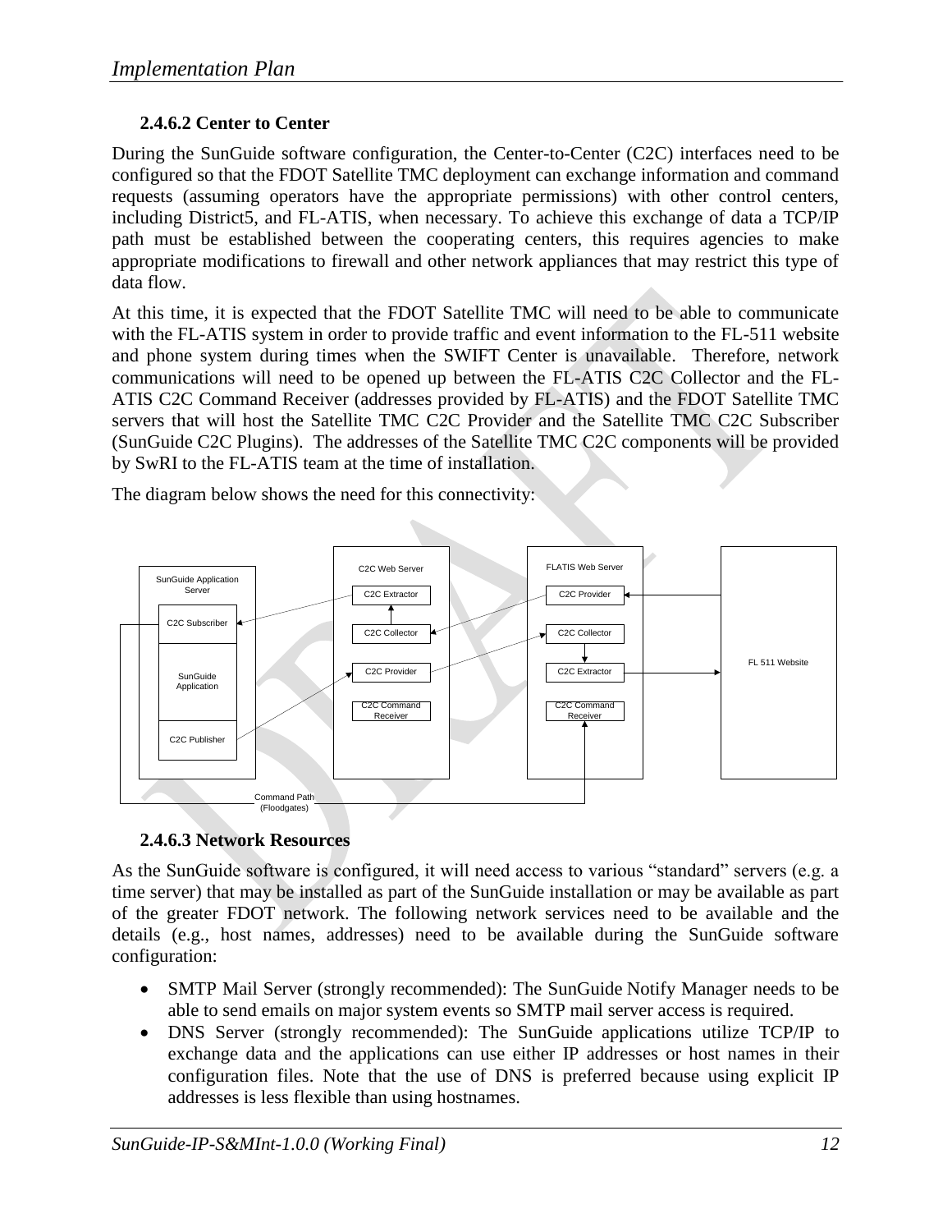### 2.4.6.2 Center to Center

During the SunGuide software configuration, the Center-to-Center (C2C) interfaces need to be configured so that the FDOT Satellite TMC deployment can exchange information and command requests (assuming operators have the appropriate permissions) with other control centers, including District5, and FL-ATIS, when necessary. To achieve this exchange of data a TCP/IP path must be established between the cooperating centers, this requires agencies to make appropriate modifications to firewall and other network appliances that may restrict this type of data flow.

At this time, it is expected that the FDOT Satellite TMC will need to be able to communicate with the FL-ATIS system in order to provide traffic and event information to the FL-511 website and phone system during times when the SWIFT Center is unavailable. Therefore, network communications will need to be opened up between the FL-ATIS C2C Collector and the FL-ATIS C2C Command Receiver (addresses provided by FL-ATIS) and the FDOT Satellite TMC servers that will host the Satellite TMC C2C Provider and the Satellite TMC C2C Subscriber (SunGuide C2C Plugins). The addresses of the Satellite TMC C2C components will be provided by SwRI to the FL-ATIS team at the time of installation.

The diagram below shows the need for this connectivity:

SunGuide Application Server: C2C Subscriber, SunGuide Application, C2C Publisher

C2C Web Server: C2C Extractor, C2C Collector, C2C Provider, C2C Command Receiver

FLATIS Web Server: C2C Provider, C2C Collector, C2C Extractor, C2C Command Receiver

FL 511 Website

Command Path (Floodgates)

### 2.4.6.3 Network Resources

As the SunGuide software is configured, it will need access to various "standard" servers (e.g. a time server) that may be installed as part of the SunGuide installation or may be available as part of the greater FDOT network. The following network services need to be available and the details (e.g., host names, addresses) need to be available during the SunGuide software configuration:

- SMTP Mail Server (strongly recommended): The SunGuide Notify Manager needs to be able to send emails on major system events so SMTP mail server access is required.
- DNS Server (strongly recommended): The SunGuide applications utilize TCP/IP to exchange data and the applications can use either IP addresses or host names in their configuration files. Note that the use of DNS is preferred because using explicit IP addresses is less flexible than using hostnames.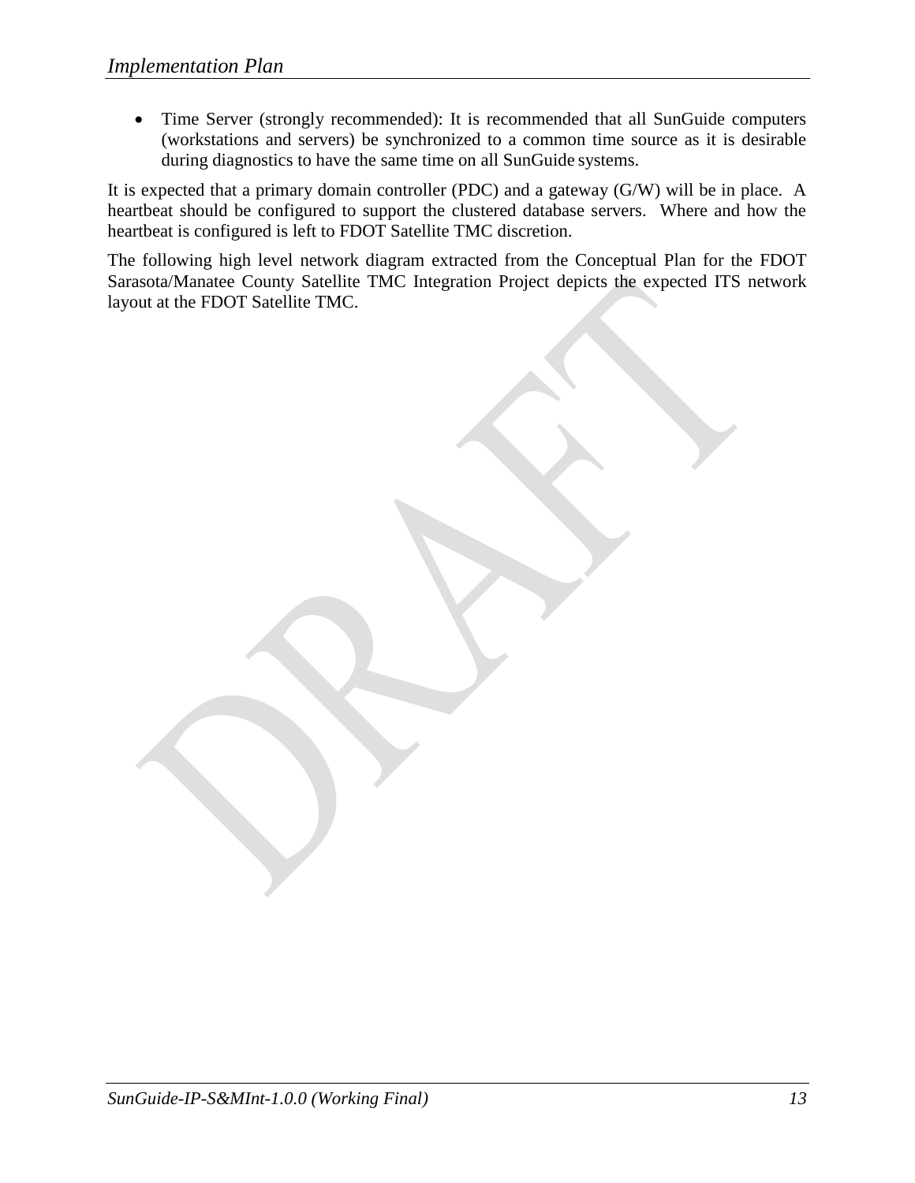- Time Server (strongly recommended): It is recommended that all SunGuide computers (workstations and servers) be synchronized to a common time source as it is desirable during diagnostics to have the same time on all SunGuide systems.

It is expected that a primary domain controller (PDC) and a gateway (G/W) will be in place. A heartbeat should be configured to support the clustered database servers. Where and how the heartbeat is configured is left to FDOT Satellite TMC discretion.

The following high level network diagram extracted from the Conceptual Plan for the FDOT Sarasota/Manatee County Satellite TMC Integration Project depicts the expected ITS network layout at the FDOT Satellite TMC.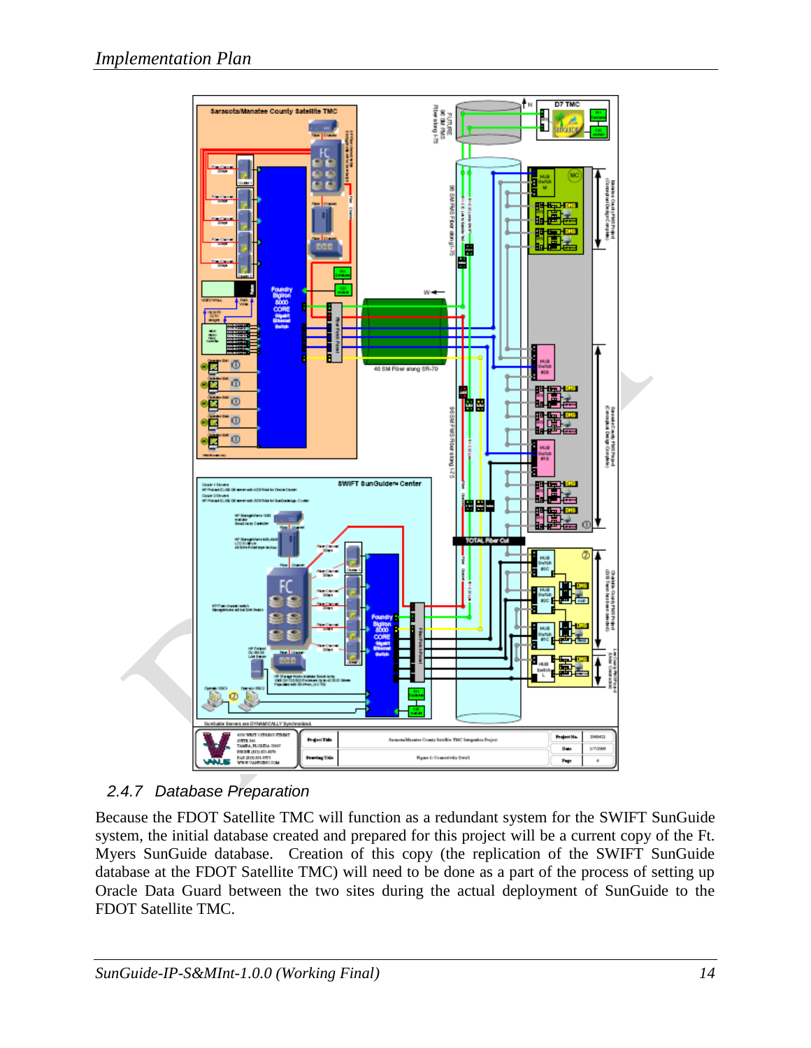## 2.4.7 Database Preparation

Because the FDOT Satellite TMC will function as a redundant system for the SWIFT SunGuide system, the initial database created and prepared for this project will be a current copy of the Ft. Myers SunGuide database. Creation of this copy (the replication of the SWIFT SunGuide database at the FDOT Satellite TMC) will need to be done as a part of the process of setting up Oracle Data Guard between the two sites during the actual deployment of SunGuide to the FDOT Satellite TMC.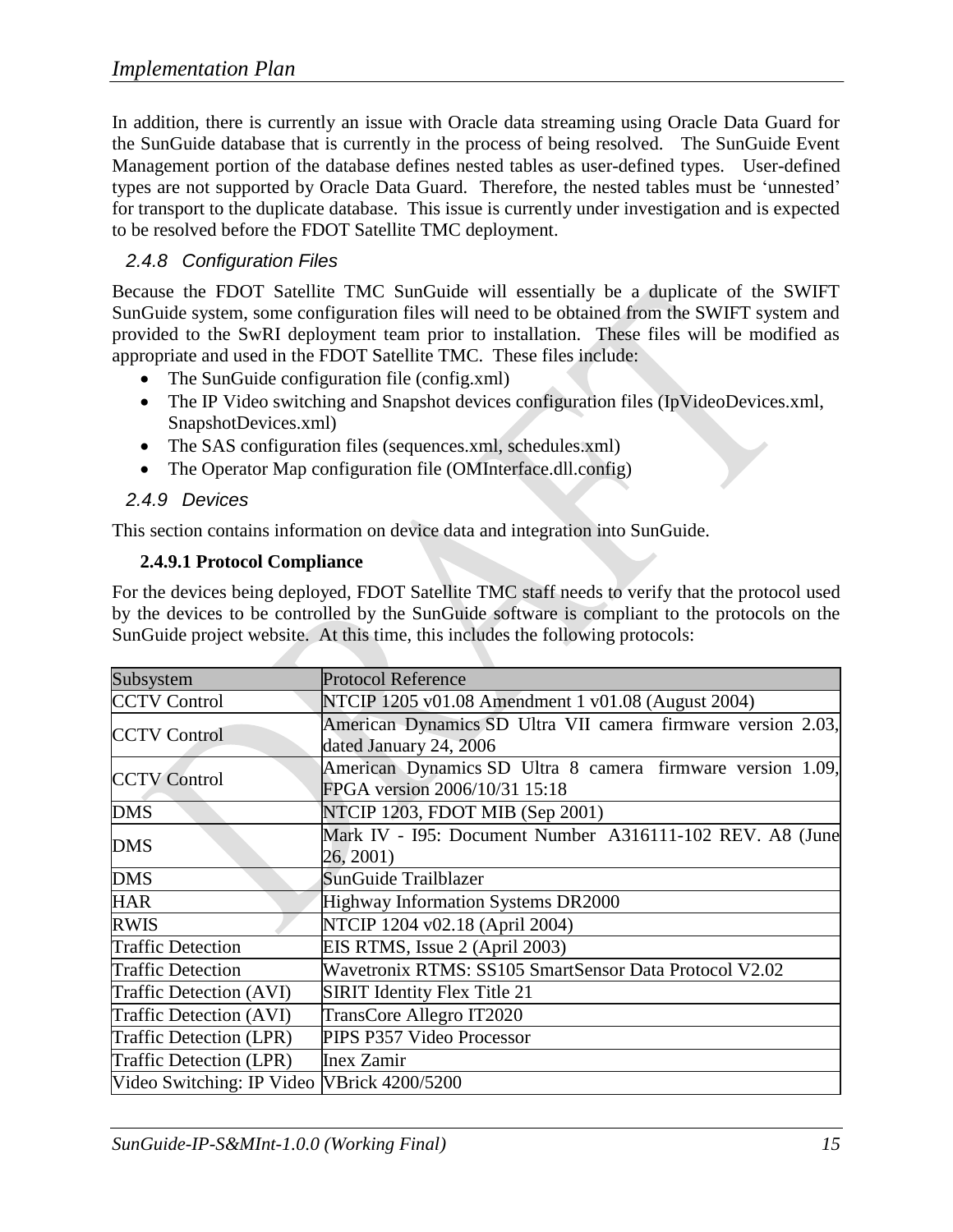In addition, there is currently an issue with Oracle data streaming using Oracle Data Guard for the SunGuide database that is currently in the process of being resolved. The SunGuide Event Management portion of the database defines nested tables as user-defined types. User-defined types are not supported by Oracle Data Guard. Therefore, the nested tables must be 'unnested' for transport to the duplicate database. This issue is currently under investigation and is expected to be resolved before the FDOT Satellite TMC deployment.

### 2.4.8 Configuration Files

Because the FDOT Satellite TMC SunGuide will essentially be a duplicate of the SWIFT SunGuide system, some configuration files will need to be obtained from the SWIFT system and provided to the SwRI deployment team prior to installation. These files will be modified as appropriate and used in the FDOT Satellite TMC. These files include:

- The SunGuide configuration file (config.xml)
- The IP Video switching and Snapshot devices configuration files (IpVideoDevices.xml, SnapshotDevices.xml)
- The SAS configuration files (sequences.xml, schedules.xml)
- The Operator Map configuration file (OMInterface.dll.config)

### 2.4.9 Devices

This section contains information on device data and integration into SunGuide.

#### 2.4.9.1 Protocol Compliance

For the devices being deployed, FDOT Satellite TMC staff needs to verify that the protocol used by the devices to be controlled by the SunGuide software is compliant to the protocols on the SunGuide project website. At this time, this includes the following protocols:

| Subsystem | Protocol Reference |
|---|---|
| CCTV Control | NTCIP 1205 v01.08 Amendment 1 v01.08 (August 2004) |
| CCTV Control | American Dynamics SD Ultra VII camera firmware version 2.03, dated January 24, 2006 |
| CCTV Control | American Dynamics SD Ultra 8 camera firmware version 1.09, FPGA version 2006/10/31 15:18 |
| DMS | NTCIP 1203, FDOT MIB (Sep 2001) |
| DMS | Mark IV - I95: Document Number A316111-102 REV. A8 (June 26, 2001) |
| DMS | SunGuide Trailblazer |
| HAR | Highway Information Systems DR2000 |
| RWIS | NTCIP 1204 v02.18 (April 2004) |
| Traffic Detection | EIS RTMS, Issue 2 (April 2003) |
| Traffic Detection | Wavetronix RTMS: SS105 SmartSensor Data Protocol V2.02 |
| Traffic Detection (AVI) | SIRIT Identity Flex Title 21 |
| Traffic Detection (AVI) | TransCore Allegro IT2020 |
| Traffic Detection (LPR) | PIPS P357 Video Processor |
| Traffic Detection (LPR) | Inex Zamir |
| Video Switching: IP Video | VBrick 4200/5200 |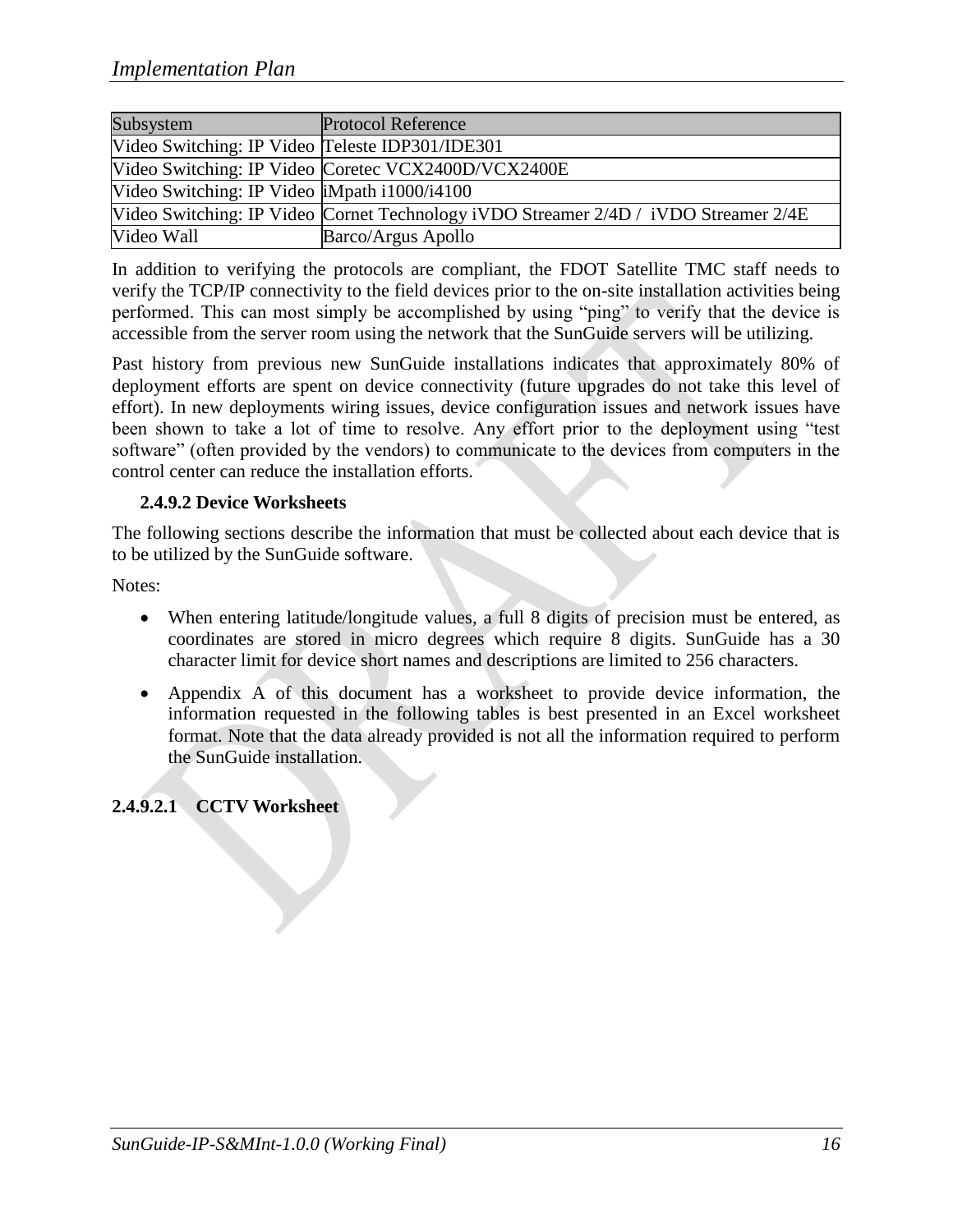| Subsystem | Protocol Reference |
|---|---|
| Video Switching: IP Video | Teleste IDP301/IDE301 |
| Video Switching: IP Video | Coretec VCX2400D/VCX2400E |
| Video Switching: IP Video | iMpath i1000/i4100 |
| Video Switching: IP Video | Cornet Technology iVDO Streamer 2/4D / iVDO Streamer 2/4E |
| Video Wall | Barco/Argus Apollo |

In addition to verifying the protocols are compliant, the FDOT Satellite TMC staff needs to verify the TCP/IP connectivity to the field devices prior to the on-site installation activities being performed. This can most simply be accomplished by using "ping" to verify that the device is accessible from the server room using the network that the SunGuide servers will be utilizing.

Past history from previous new SunGuide installations indicates that approximately 80% of deployment efforts are spent on device connectivity (future upgrades do not take this level of effort). In new deployments wiring issues, device configuration issues and network issues have been shown to take a lot of time to resolve. Any effort prior to the deployment using "test software" (often provided by the vendors) to communicate to the devices from computers in the control center can reduce the installation efforts.

### 2.4.9.2 Device Worksheets

The following sections describe the information that must be collected about each device that is to be utilized by the SunGuide software.

Notes:

- When entering latitude/longitude values, a full 8 digits of precision must be entered, as coordinates are stored in micro degrees which require 8 digits. SunGuide has a 30 character limit for device short names and descriptions are limited to 256 characters.
- Appendix A of this document has a worksheet to provide device information, the information requested in the following tables is best presented in an Excel worksheet format. Note that the data already provided is not all the information required to perform the SunGuide installation.

#### 2.4.9.2.1 CCTV Worksheet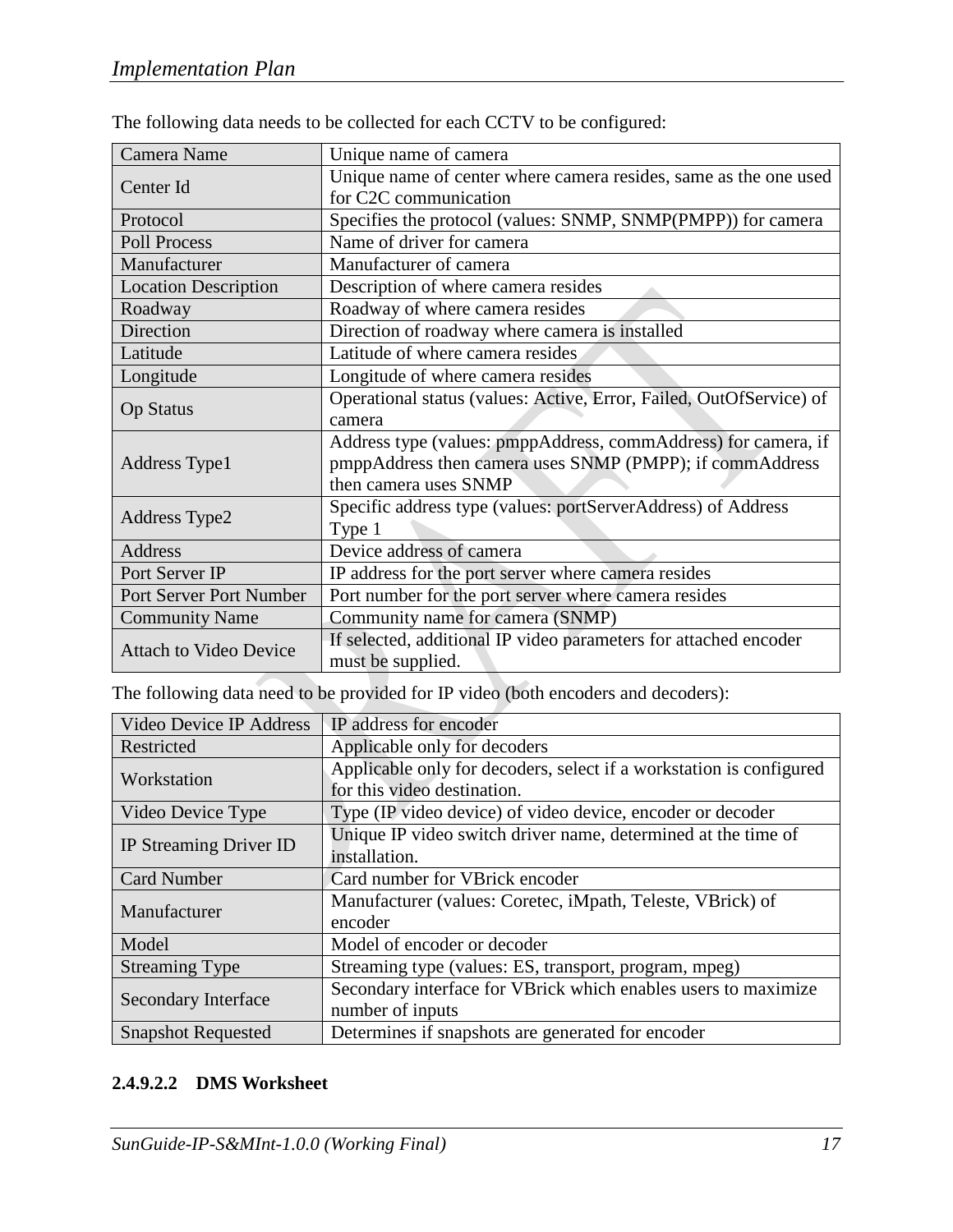The following data needs to be collected for each CCTV to be configured:

| Camera Name | Unique name of camera |
|---|---|
| Center Id | Unique name of center where camera resides, same as the one used for C2C communication |
| Protocol | Specifies the protocol (values: SNMP, SNMP(PMPP)) for camera |
| Poll Process | Name of driver for camera |
| Manufacturer | Manufacturer of camera |
| Location Description | Description of where camera resides |
| Roadway | Roadway of where camera resides |
| Direction | Direction of roadway where camera is installed |
| Latitude | Latitude of where camera resides |
| Longitude | Longitude of where camera resides |
| Op Status | Operational status (values: Active, Error, Failed, OutOfService) of camera |
| Address Type1 | Address type (values: pmppAddress, commAddress) for camera, if pmppAddress then camera uses SNMP (PMPP); if commAddress then camera uses SNMP |
| Address Type2 | Specific address type (values: portServerAddress) of Address Type 1 |
| Address | Device address of camera |
| Port Server IP | IP address for the port server where camera resides |
| Port Server Port Number | Port number for the port server where camera resides |
| Community Name | Community name for camera (SNMP) |
| Attach to Video Device | If selected, additional IP video parameters for attached encoder must be supplied. |

The following data need to be provided for IP video (both encoders and decoders):

| Video Device IP Address | IP address for encoder |
|---|---|
| Restricted | Applicable only for decoders |
| Workstation | Applicable only for decoders, select if a workstation is configured for this video destination. |
| Video Device Type | Type (IP video device) of video device, encoder or decoder |
| IP Streaming Driver ID | Unique IP video switch driver name, determined at the time of installation. |
| Card Number | Card number for VBrick encoder |
| Manufacturer | Manufacturer (values: Coretec, iMpath, Teleste, VBrick) of encoder |
| Model | Model of encoder or decoder |
| Streaming Type | Streaming type (values: ES, transport, program, mpeg) |
| Secondary Interface | Secondary interface for VBrick which enables users to maximize number of inputs |
| Snapshot Requested | Determines if snapshots are generated for encoder |

#### 2.4.9.2.2 DMS Worksheet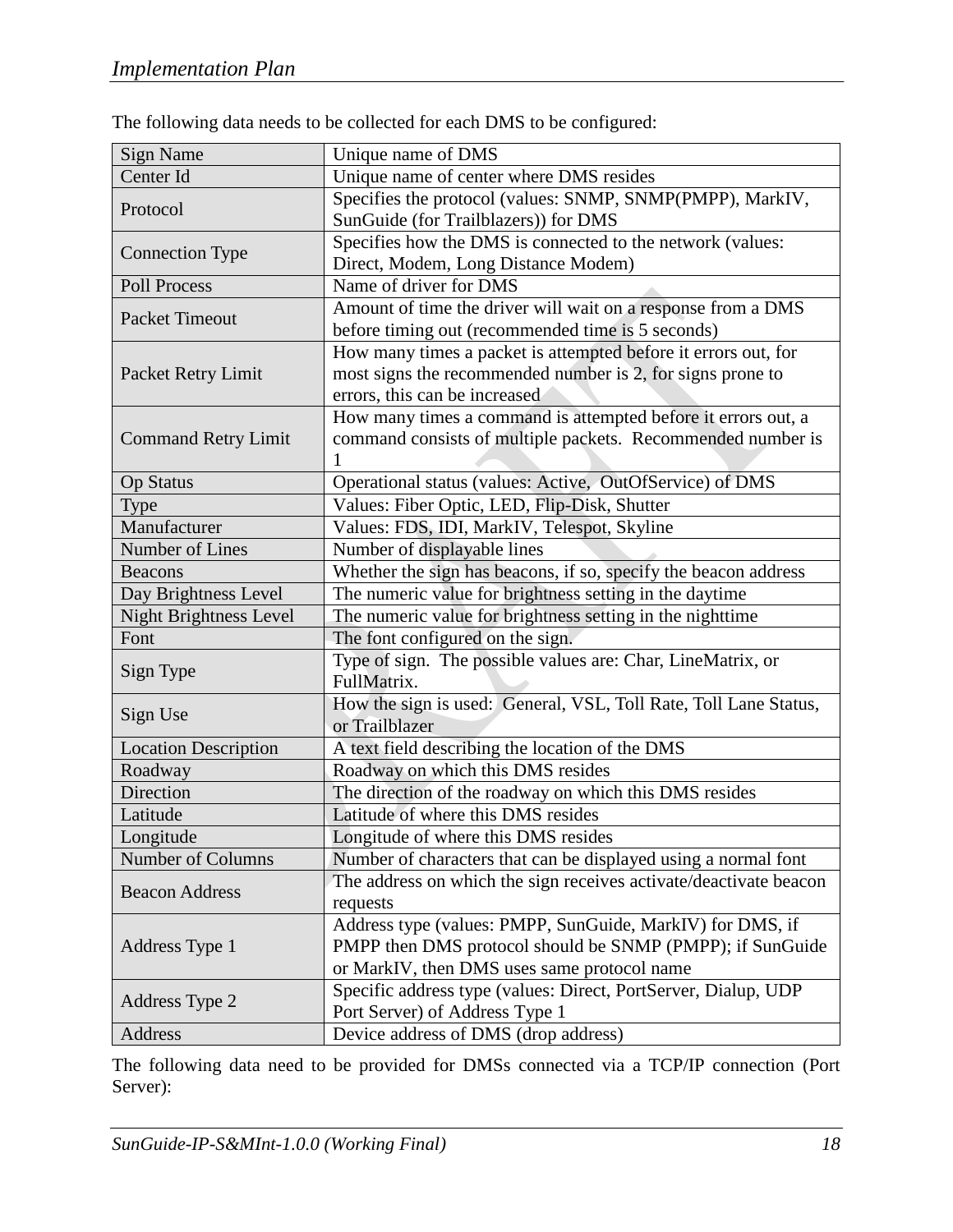The following data needs to be collected for each DMS to be configured:

| Sign Name | Unique name of DMS |
|---|---|
| Center Id | Unique name of center where DMS resides |
| Protocol | Specifies the protocol (values: SNMP, SNMP(PMPP), MarkIV, SunGuide (for Trailblazers)) for DMS |
| Connection Type | Specifies how the DMS is connected to the network (values: Direct, Modem, Long Distance Modem) |
| Poll Process | Name of driver for DMS |
| Packet Timeout | Amount of time the driver will wait on a response from a DMS before timing out (recommended time is 5 seconds) |
| Packet Retry Limit | How many times a packet is attempted before it errors out, for most signs the recommended number is 2, for signs prone to errors, this can be increased |
| Command Retry Limit | How many times a command is attempted before it errors out, a command consists of multiple packets. Recommended number is 1 |
| Op Status | Operational status (values: Active, OutOfService) of DMS |
| Type | Values: Fiber Optic, LED, Flip-Disk, Shutter |
| Manufacturer | Values: FDS, IDI, MarkIV, Telespot, Skyline |
| Number of Lines | Number of displayable lines |
| Beacons | Whether the sign has beacons, if so, specify the beacon address |
| Day Brightness Level | The numeric value for brightness setting in the daytime |
| Night Brightness Level | The numeric value for brightness setting in the nighttime |
| Font | The font configured on the sign. |
| Sign Type | Type of sign. The possible values are: Char, LineMatrix, or FullMatrix. |
| Sign Use | How the sign is used: General, VSL, Toll Rate, Toll Lane Status, or Trailblazer |
| Location Description | A text field describing the location of the DMS |
| Roadway | Roadway on which this DMS resides |
| Direction | The direction of the roadway on which this DMS resides |
| Latitude | Latitude of where this DMS resides |
| Longitude | Longitude of where this DMS resides |
| Number of Columns | Number of characters that can be displayed using a normal font |
| Beacon Address | The address on which the sign receives activate/deactivate beacon requests |
| Address Type 1 | Address type (values: PMPP, SunGuide, MarkIV) for DMS, if PMPP then DMS protocol should be SNMP (PMPP); if SunGuide or MarkIV, then DMS uses same protocol name |
| Address Type 2 | Specific address type (values: Direct, PortServer, Dialup, UDP Port Server) of Address Type 1 |
| Address | Device address of DMS (drop address) |

The following data need to be provided for DMSs connected via a TCP/IP connection (Port Server):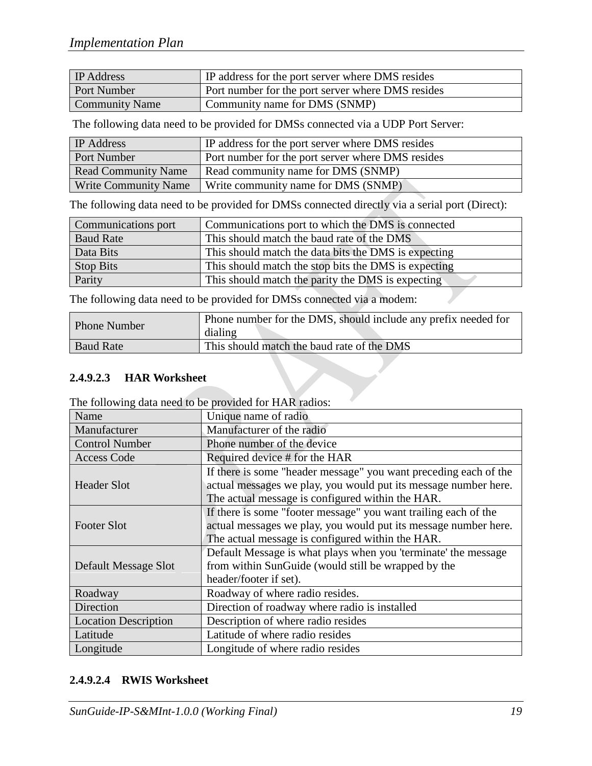| IP Address | IP address for the port server where DMS resides |
|---|---|
| Port Number | Port number for the port server where DMS resides |
| Community Name | Community name for DMS (SNMP) |

The following data need to be provided for DMSs connected via a UDP Port Server:

| IP Address | IP address for the port server where DMS resides |
|---|---|
| Port Number | Port number for the port server where DMS resides |
| Read Community Name | Read community name for DMS (SNMP) |
| Write Community Name | Write community name for DMS (SNMP) |

The following data need to be provided for DMSs connected directly via a serial port (Direct):

| Communications port | Communications port to which the DMS is connected |
|---|---|
| Baud Rate | This should match the baud rate of the DMS |
| Data Bits | This should match the data bits the DMS is expecting |
| Stop Bits | This should match the stop bits the DMS is expecting |
| Parity | This should match the parity the DMS is expecting |

The following data need to be provided for DMSs connected via a modem:

| Phone Number | Phone number for the DMS, should include any prefix needed for dialing |
|---|---|
| Baud Rate | This should match the baud rate of the DMS |

#### 2.4.9.2.3 HAR Worksheet

The following data need to be provided for HAR radios:

| Name | Unique name of radio |
|---|---|
| Manufacturer | Manufacturer of the radio |
| Control Number | Phone number of the device |
| Access Code | Required device # for the HAR |
| Header Slot | If there is some "header message" you want preceding each of the actual messages we play, you would put its message number here. The actual message is configured within the HAR. |
| Footer Slot | If there is some "footer message" you want trailing each of the actual messages we play, you would put its message number here. The actual message is configured within the HAR. |
| Default Message Slot | Default Message is what plays when you 'terminate' the message from within SunGuide (would still be wrapped by the header/footer if set). |
| Roadway | Roadway of where radio resides. |
| Direction | Direction of roadway where radio is installed |
| Location Description | Description of where radio resides |
| Latitude | Latitude of where radio resides |
| Longitude | Longitude of where radio resides |

#### 2.4.9.2.4 RWIS Worksheet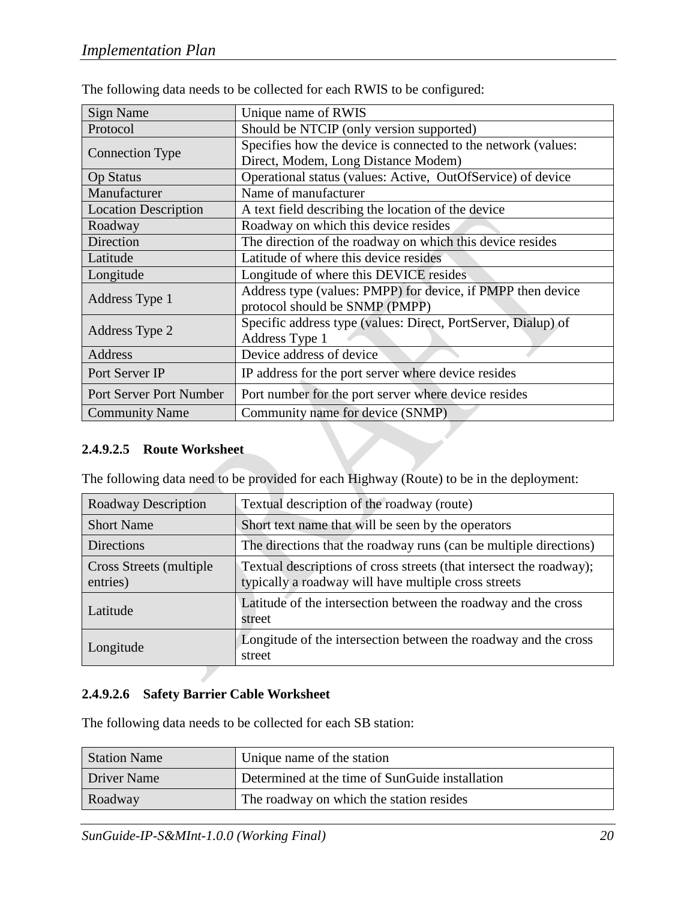The following data needs to be collected for each RWIS to be configured:

| Sign Name | Unique name of RWIS |
|---|---|
| Protocol | Should be NTCIP (only version supported) |
| Connection Type | Specifies how the device is connected to the network (values: Direct, Modem, Long Distance Modem) |
| Op Status | Operational status (values: Active, OutOfService) of device |
| Manufacturer | Name of manufacturer |
| Location Description | A text field describing the location of the device |
| Roadway | Roadway on which this device resides |
| Direction | The direction of the roadway on which this device resides |
| Latitude | Latitude of where this device resides |
| Longitude | Longitude of where this DEVICE resides |
| Address Type 1 | Address type (values: PMPP) for device, if PMPP then device protocol should be SNMP (PMPP) |
| Address Type 2 | Specific address type (values: Direct, PortServer, Dialup) of Address Type 1 |
| Address | Device address of device |
| Port Server IP | IP address for the port server where device resides |
| Port Server Port Number | Port number for the port server where device resides |
| Community Name | Community name for device (SNMP) |

#### 2.4.9.2.5 Route Worksheet

The following data need to be provided for each Highway (Route) to be in the deployment:

| Roadway Description | Textual description of the roadway (route) |
|---|---|
| Short Name | Short text name that will be seen by the operators |
| Directions | The directions that the roadway runs (can be multiple directions) |
| Cross Streets (multiple entries) | Textual descriptions of cross streets (that intersect the roadway); typically a roadway will have multiple cross streets |
| Latitude | Latitude of the intersection between the roadway and the cross street |
| Longitude | Longitude of the intersection between the roadway and the cross street |

#### 2.4.9.2.6 Safety Barrier Cable Worksheet

The following data needs to be collected for each SB station:

| Station Name | Unique name of the station |
|---|---|
| Driver Name | Determined at the time of SunGuide installation |
| Roadway | The roadway on which the station resides |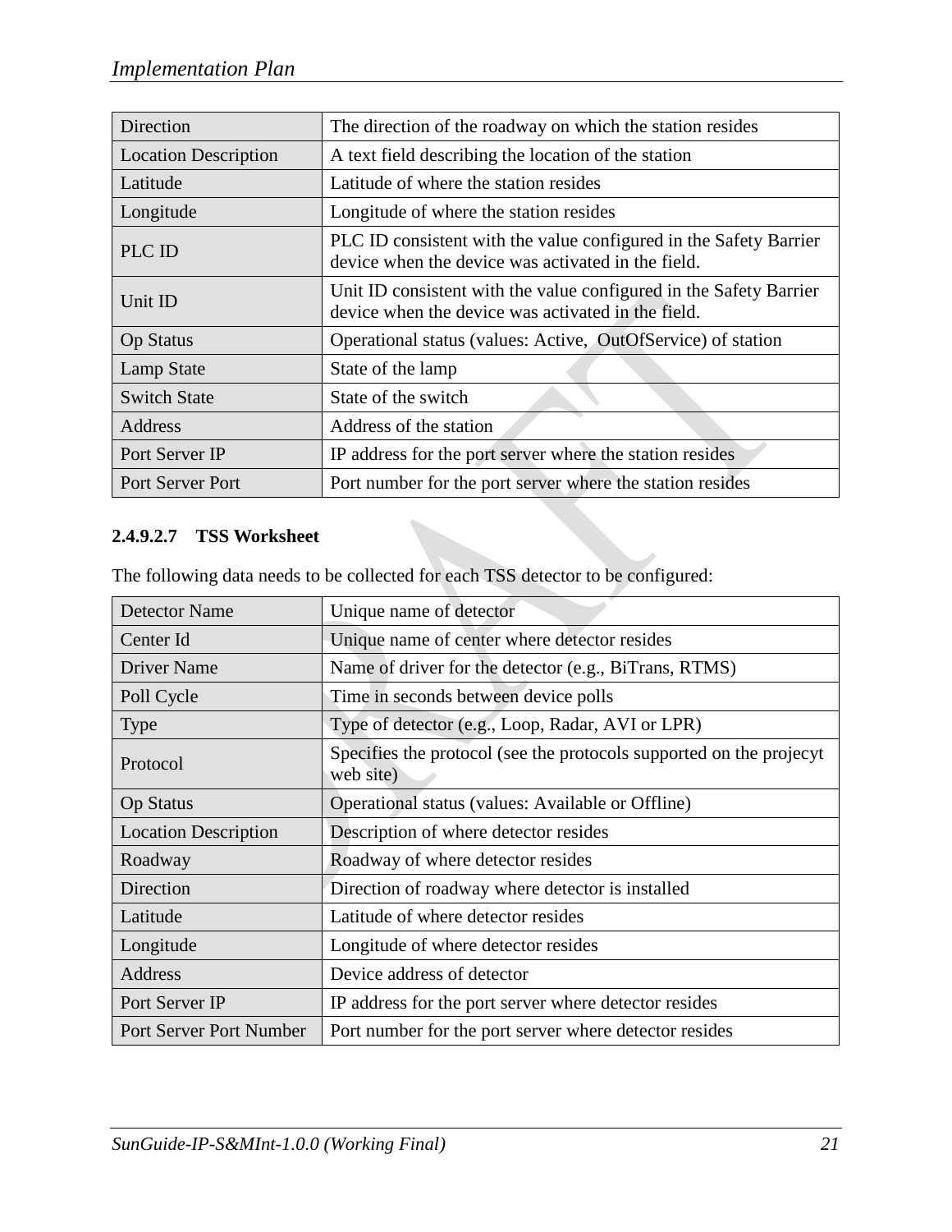| Direction | The direction of the roadway on which the station resides |
|---|---|
| Location Description | A text field describing the location of the station |
| Latitude | Latitude of where the station resides |
| Longitude | Longitude of where the station resides |
| PLC ID | PLC ID consistent with the value configured in the Safety Barrier device when the device was activated in the field. |
| Unit ID | Unit ID consistent with the value configured in the Safety Barrier device when the device was activated in the field. |
| Op Status | Operational status (values: Active, OutOfService) of station |
| Lamp State | State of the lamp |
| Switch State | State of the switch |
| Address | Address of the station |
| Port Server IP | IP address for the port server where the station resides |
| Port Server Port | Port number for the port server where the station resides |

#### 2.4.9.2.7 TSS Worksheet

The following data needs to be collected for each TSS detector to be configured:

| Detector Name | Unique name of detector |
|---|---|
| Center Id | Unique name of center where detector resides |
| Driver Name | Name of driver for the detector (e.g., BiTrans, RTMS) |
| Poll Cycle | Time in seconds between device polls |
| Type | Type of detector (e.g., Loop, Radar, AVI or LPR) |
| Protocol | Specifies the protocol (see the protocols supported on the projecyt web site) |
| Op Status | Operational status (values: Available or Offline) |
| Location Description | Description of where detector resides |
| Roadway | Roadway of where detector resides |
| Direction | Direction of roadway where detector is installed |
| Latitude | Latitude of where detector resides |
| Longitude | Longitude of where detector resides |
| Address | Device address of detector |
| Port Server IP | IP address for the port server where detector resides |
| Port Server Port Number | Port number for the port server where detector resides |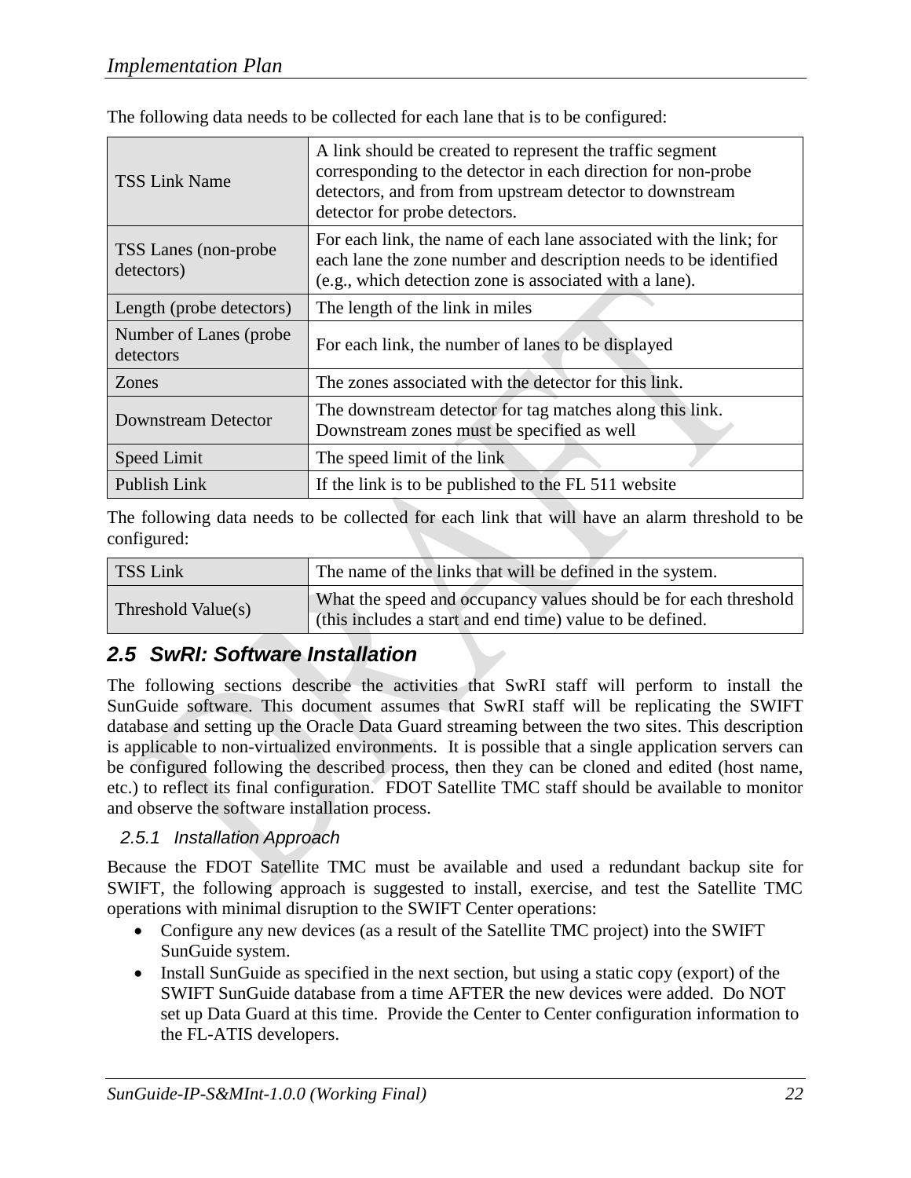The following data needs to be collected for each lane that is to be configured:

| | |
|---|---|
| TSS Link Name | A link should be created to represent the traffic segment corresponding to the detector in each direction for non-probe detectors, and from from upstream detector to downstream detector for probe detectors. |
| TSS Lanes (non-probe detectors) | For each link, the name of each lane associated with the link; for each lane the zone number and description needs to be identified (e.g., which detection zone is associated with a lane). |
| Length (probe detectors) | The length of the link in miles |
| Number of Lanes (probe detectors | For each link, the number of lanes to be displayed |
| Zones | The zones associated with the detector for this link. |
| Downstream Detector | The downstream detector for tag matches along this link. Downstream zones must be specified as well |
| Speed Limit | The speed limit of the link |
| Publish Link | If the link is to be published to the FL 511 website |

The following data needs to be collected for each link that will have an alarm threshold to be configured:

| | |
|---|---|
| TSS Link | The name of the links that will be defined in the system. |
| Threshold Value(s) | What the speed and occupancy values should be for each threshold (this includes a start and end time) value to be defined. |

## 2.5 SwRI: Software Installation

The following sections describe the activities that SwRI staff will perform to install the SunGuide software. This document assumes that SwRI staff will be replicating the SWIFT database and setting up the Oracle Data Guard streaming between the two sites. This description is applicable to non-virtualized environments. It is possible that a single application servers can be configured following the described process, then they can be cloned and edited (host name, etc.) to reflect its final configuration. FDOT Satellite TMC staff should be available to monitor and observe the software installation process.

### 2.5.1 Installation Approach

Because the FDOT Satellite TMC must be available and used a redundant backup site for SWIFT, the following approach is suggested to install, exercise, and test the Satellite TMC operations with minimal disruption to the SWIFT Center operations:

- Configure any new devices (as a result of the Satellite TMC project) into the SWIFT SunGuide system.
- Install SunGuide as specified in the next section, but using a static copy (export) of the SWIFT SunGuide database from a time AFTER the new devices were added. Do NOT set up Data Guard at this time. Provide the Center to Center configuration information to the FL-ATIS developers.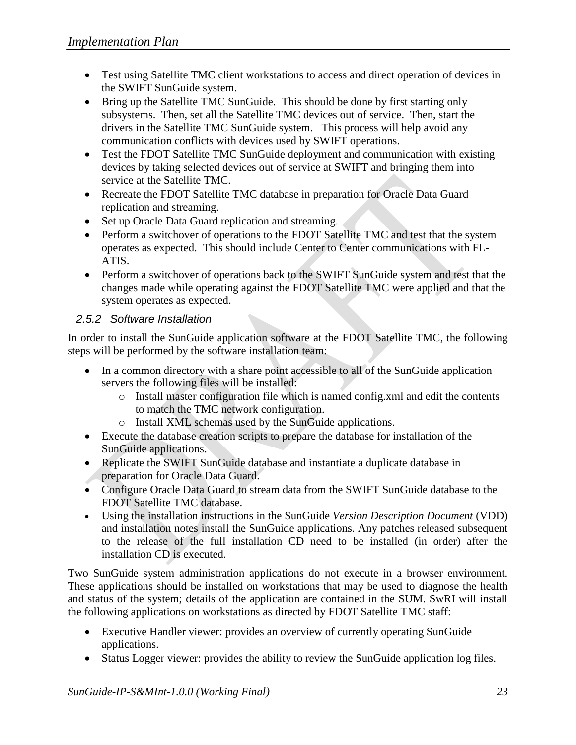- Test using Satellite TMC client workstations to access and direct operation of devices in the SWIFT SunGuide system.
- Bring up the Satellite TMC SunGuide. This should be done by first starting only subsystems. Then, set all the Satellite TMC devices out of service. Then, start the drivers in the Satellite TMC SunGuide system. This process will help avoid any communication conflicts with devices used by SWIFT operations.
- Test the FDOT Satellite TMC SunGuide deployment and communication with existing devices by taking selected devices out of service at SWIFT and bringing them into service at the Satellite TMC.
- Recreate the FDOT Satellite TMC database in preparation for Oracle Data Guard replication and streaming.
- Set up Oracle Data Guard replication and streaming.
- Perform a switchover of operations to the FDOT Satellite TMC and test that the system operates as expected. This should include Center to Center communications with FL-ATIS.
- Perform a switchover of operations back to the SWIFT SunGuide system and test that the changes made while operating against the FDOT Satellite TMC were applied and that the system operates as expected.

### 2.5.2 Software Installation

In order to install the SunGuide application software at the FDOT Satellite TMC, the following steps will be performed by the software installation team:

- In a common directory with a share point accessible to all of the SunGuide application servers the following files will be installed:
  - Install master configuration file which is named config.xml and edit the contents to match the TMC network configuration.
  - Install XML schemas used by the SunGuide applications.
- Execute the database creation scripts to prepare the database for installation of the SunGuide applications.
- Replicate the SWIFT SunGuide database and instantiate a duplicate database in preparation for Oracle Data Guard.
- Configure Oracle Data Guard to stream data from the SWIFT SunGuide database to the FDOT Satellite TMC database.
- Using the installation instructions in the SunGuide *Version Description Document* (VDD) and installation notes install the SunGuide applications. Any patches released subsequent to the release of the full installation CD need to be installed (in order) after the installation CD is executed.

Two SunGuide system administration applications do not execute in a browser environment. These applications should be installed on workstations that may be used to diagnose the health and status of the system; details of the application are contained in the SUM. SwRI will install the following applications on workstations as directed by FDOT Satellite TMC staff:

- Executive Handler viewer: provides an overview of currently operating SunGuide applications.
- Status Logger viewer: provides the ability to review the SunGuide application log files.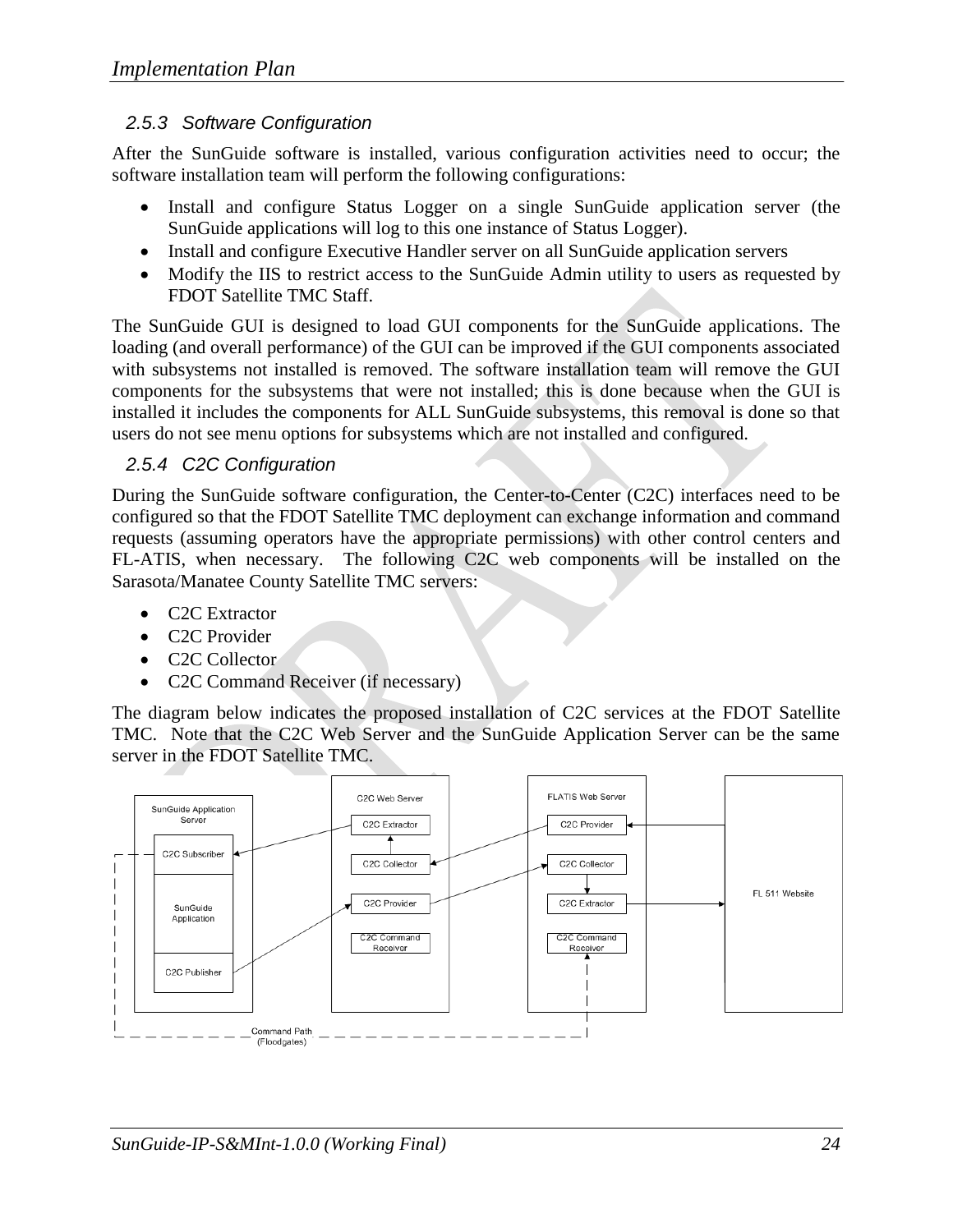### 2.5.3 Software Configuration

After the SunGuide software is installed, various configuration activities need to occur; the software installation team will perform the following configurations:

- Install and configure Status Logger on a single SunGuide application server (the SunGuide applications will log to this one instance of Status Logger).
- Install and configure Executive Handler server on all SunGuide application servers
- Modify the IIS to restrict access to the SunGuide Admin utility to users as requested by FDOT Satellite TMC Staff.

The SunGuide GUI is designed to load GUI components for the SunGuide applications. The loading (and overall performance) of the GUI can be improved if the GUI components associated with subsystems not installed is removed. The software installation team will remove the GUI components for the subsystems that were not installed; this is done because when the GUI is installed it includes the components for ALL SunGuide subsystems, this removal is done so that users do not see menu options for subsystems which are not installed and configured.

### 2.5.4 C2C Configuration

During the SunGuide software configuration, the Center-to-Center (C2C) interfaces need to be configured so that the FDOT Satellite TMC deployment can exchange information and command requests (assuming operators have the appropriate permissions) with other control centers and FL-ATIS, when necessary. The following C2C web components will be installed on the Sarasota/Manatee County Satellite TMC servers:

- C2C Extractor
- C2C Provider
- C2C Collector
- C2C Command Receiver (if necessary)

The diagram below indicates the proposed installation of C2C services at the FDOT Satellite TMC. Note that the C2C Web Server and the SunGuide Application Server can be the same server in the FDOT Satellite TMC.

SunGuide Application Server: C2C Subscriber, SunGuide Application, C2C Publisher

C2C Web Server: C2C Extractor, C2C Collector, C2C Provider, C2C Command Receiver

FLATIS Web Server: C2C Provider, C2C Collector, C2C Extractor, C2C Command Receiver

FL 511 Website

Command Path (Floodgates)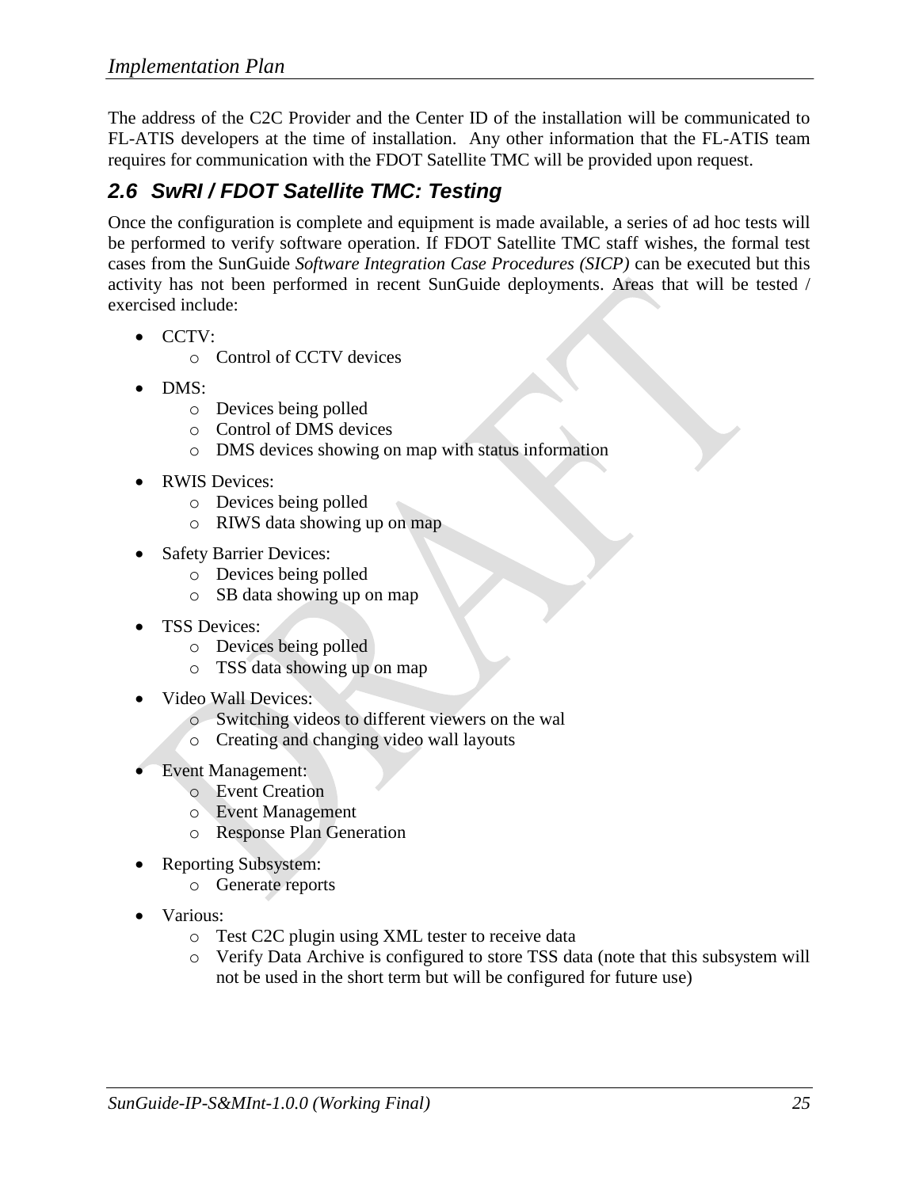The address of the C2C Provider and the Center ID of the installation will be communicated to FL-ATIS developers at the time of installation. Any other information that the FL-ATIS team requires for communication with the FDOT Satellite TMC will be provided upon request.

## 2.6 SwRI / FDOT Satellite TMC: Testing

Once the configuration is complete and equipment is made available, a series of ad hoc tests will be performed to verify software operation. If FDOT Satellite TMC staff wishes, the formal test cases from the SunGuide *Software Integration Case Procedures (SICP)* can be executed but this activity has not been performed in recent SunGuide deployments. Areas that will be tested / exercised include:

- CCTV:
  - Control of CCTV devices
- DMS:
  - Devices being polled
  - Control of DMS devices
  - DMS devices showing on map with status information
- RWIS Devices:
  - Devices being polled
  - RIWS data showing up on map
- Safety Barrier Devices:
  - Devices being polled
  - SB data showing up on map
- TSS Devices:
  - Devices being polled
  - TSS data showing up on map
- Video Wall Devices:
  - Switching videos to different viewers on the wal
  - Creating and changing video wall layouts
- Event Management:
  - Event Creation
  - Event Management
  - Response Plan Generation
- Reporting Subsystem:
  - Generate reports
- Various:
  - Test C2C plugin using XML tester to receive data
  - Verify Data Archive is configured to store TSS data (note that this subsystem will not be used in the short term but will be configured for future use)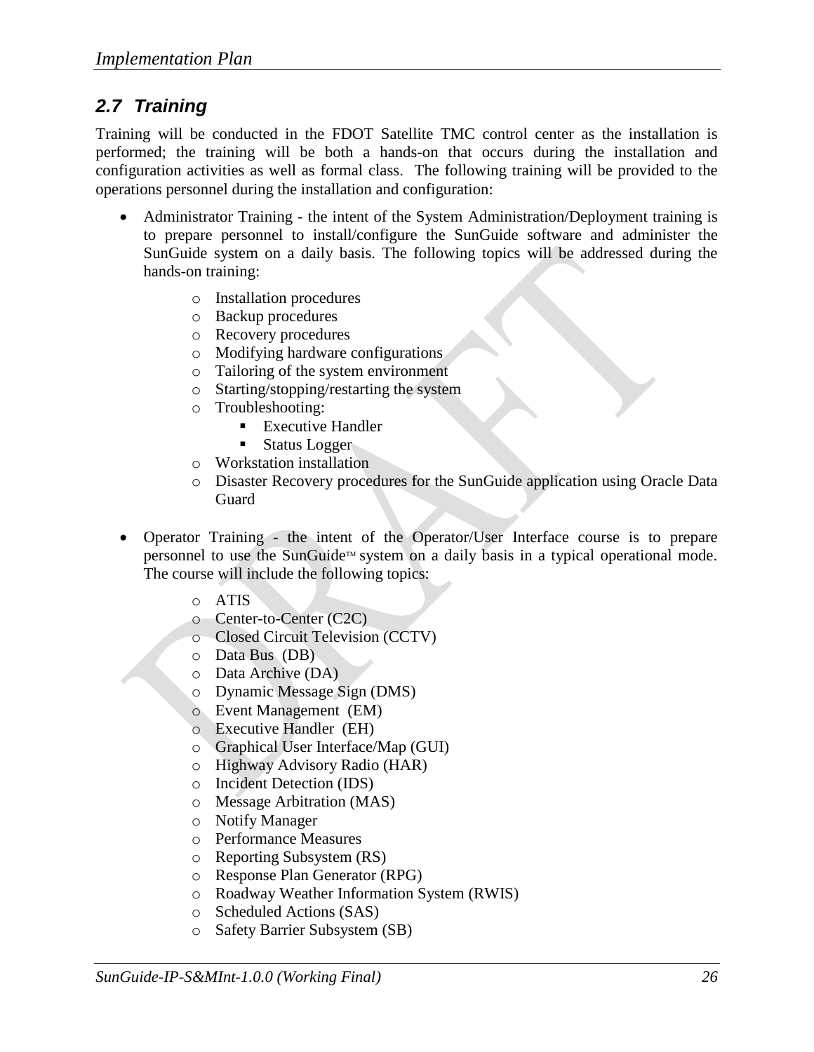## 2.7 Training

Training will be conducted in the FDOT Satellite TMC control center as the installation is performed; the training will be both a hands-on that occurs during the installation and configuration activities as well as formal class. The following training will be provided to the operations personnel during the installation and configuration:

- Administrator Training - the intent of the System Administration/Deployment training is to prepare personnel to install/configure the SunGuide software and administer the SunGuide system on a daily basis. The following topics will be addressed during the hands-on training:
  - Installation procedures
  - Backup procedures
  - Recovery procedures
  - Modifying hardware configurations
  - Tailoring of the system environment
  - Starting/stopping/restarting the system
  - Troubleshooting:
    - Executive Handler
    - Status Logger
  - Workstation installation
  - Disaster Recovery procedures for the SunGuide application using Oracle Data Guard

- Operator Training - the intent of the Operator/User Interface course is to prepare personnel to use the SunGuide™ system on a daily basis in a typical operational mode. The course will include the following topics:
  - ATIS
  - Center-to-Center (C2C)
  - Closed Circuit Television (CCTV)
  - Data Bus (DB)
  - Data Archive (DA)
  - Dynamic Message Sign (DMS)
  - Event Management (EM)
  - Executive Handler (EH)
  - Graphical User Interface/Map (GUI)
  - Highway Advisory Radio (HAR)
  - Incident Detection (IDS)
  - Message Arbitration (MAS)
  - Notify Manager
  - Performance Measures
  - Reporting Subsystem (RS)
  - Response Plan Generator (RPG)
  - Roadway Weather Information System (RWIS)
  - Scheduled Actions (SAS)
  - Safety Barrier Subsystem (SB)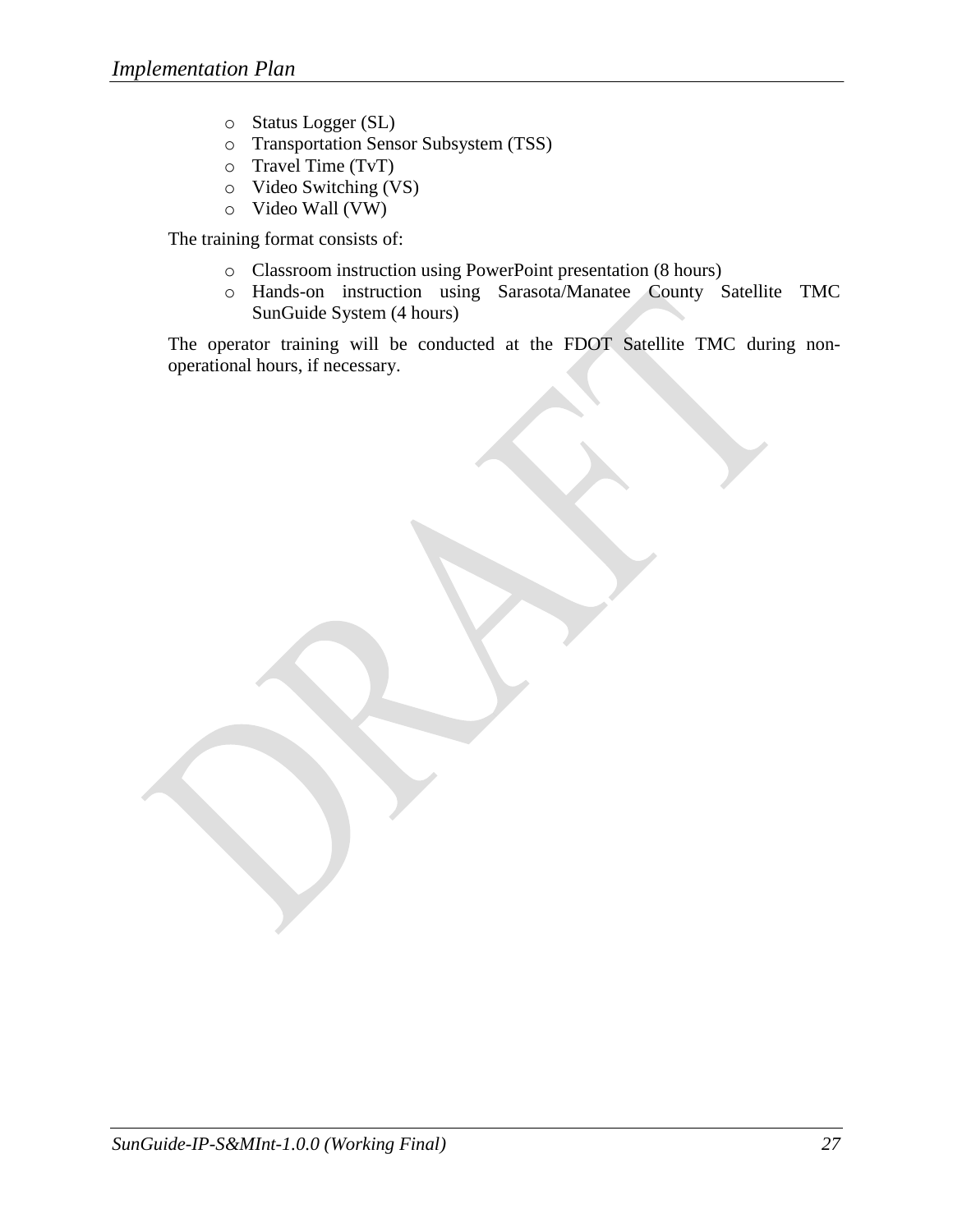- Status Logger (SL)
- Transportation Sensor Subsystem (TSS)
- Travel Time (TvT)
- Video Switching (VS)
- Video Wall (VW)

The training format consists of:

- Classroom instruction using PowerPoint presentation (8 hours)
- Hands-on instruction using Sarasota/Manatee County Satellite TMC SunGuide System (4 hours)

The operator training will be conducted at the FDOT Satellite TMC during non-operational hours, if necessary.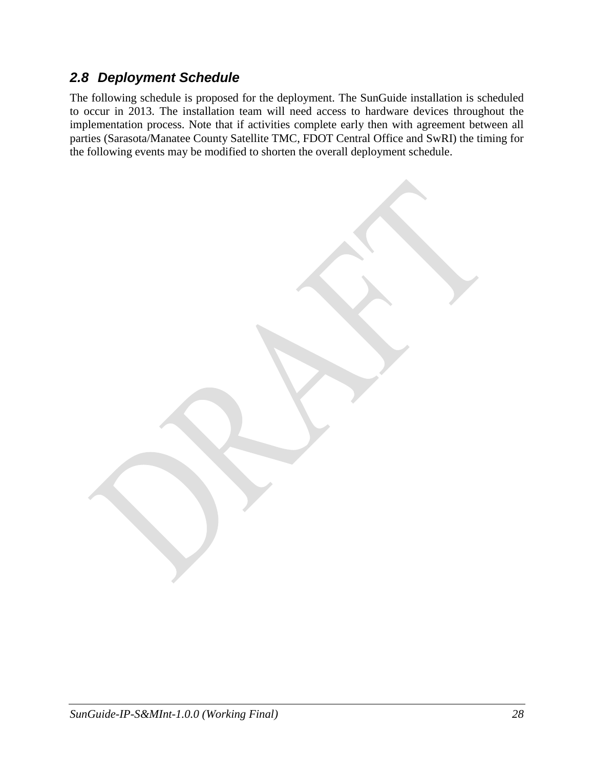### 2.8 Deployment Schedule

The following schedule is proposed for the deployment. The SunGuide installation is scheduled to occur in 2013. The installation team will need access to hardware devices throughout the implementation process. Note that if activities complete early then with agreement between all parties (Sarasota/Manatee County Satellite TMC, FDOT Central Office and SwRI) the timing for the following events may be modified to shorten the overall deployment schedule.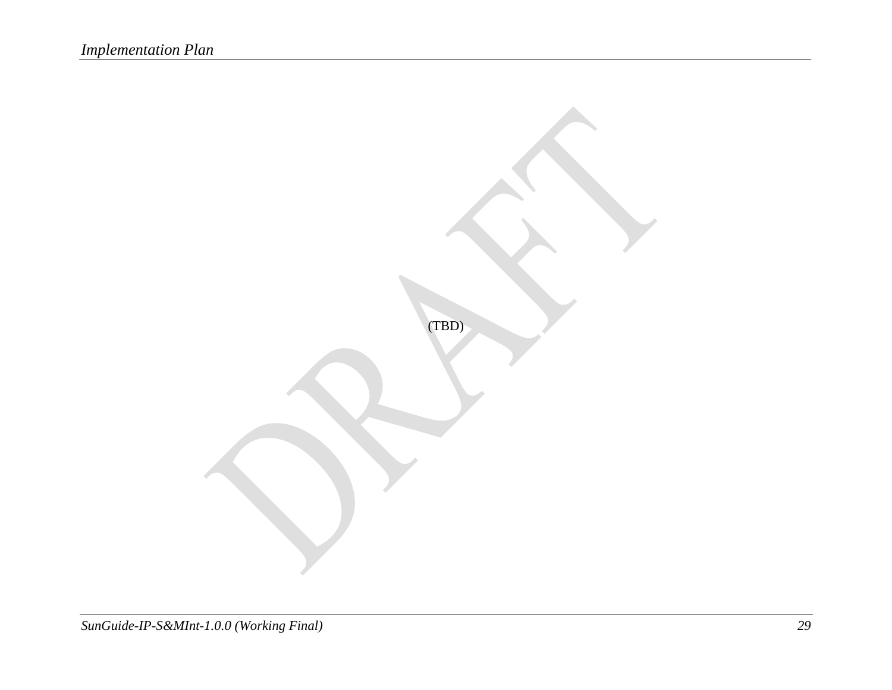(TBD)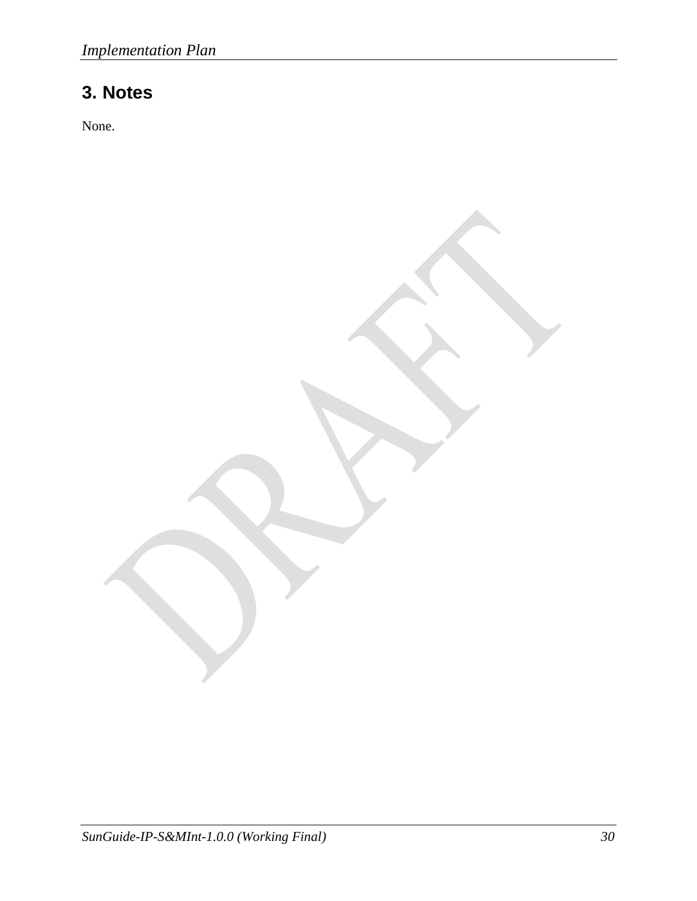# 3. Notes

None.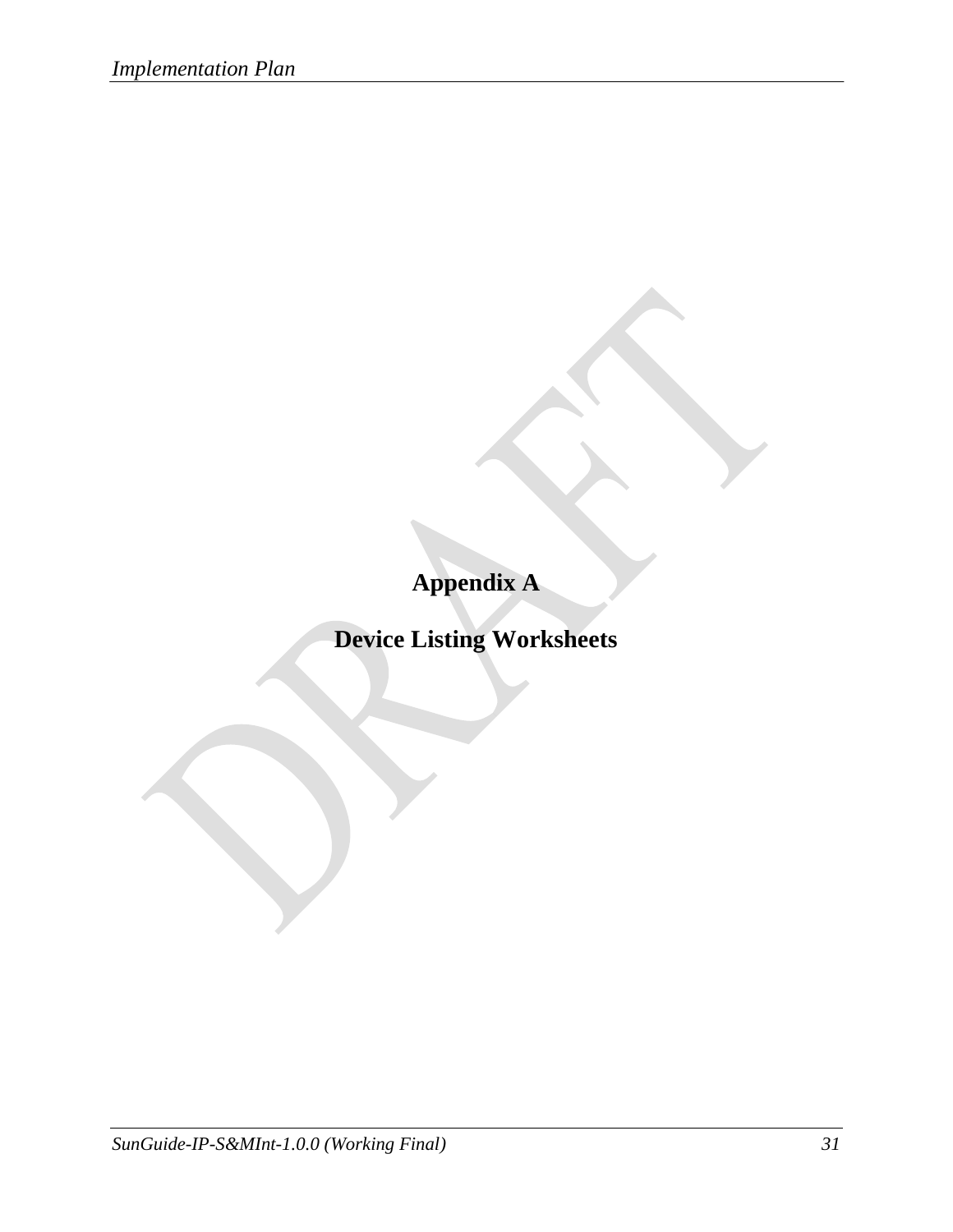# Appendix A

# Device Listing Worksheets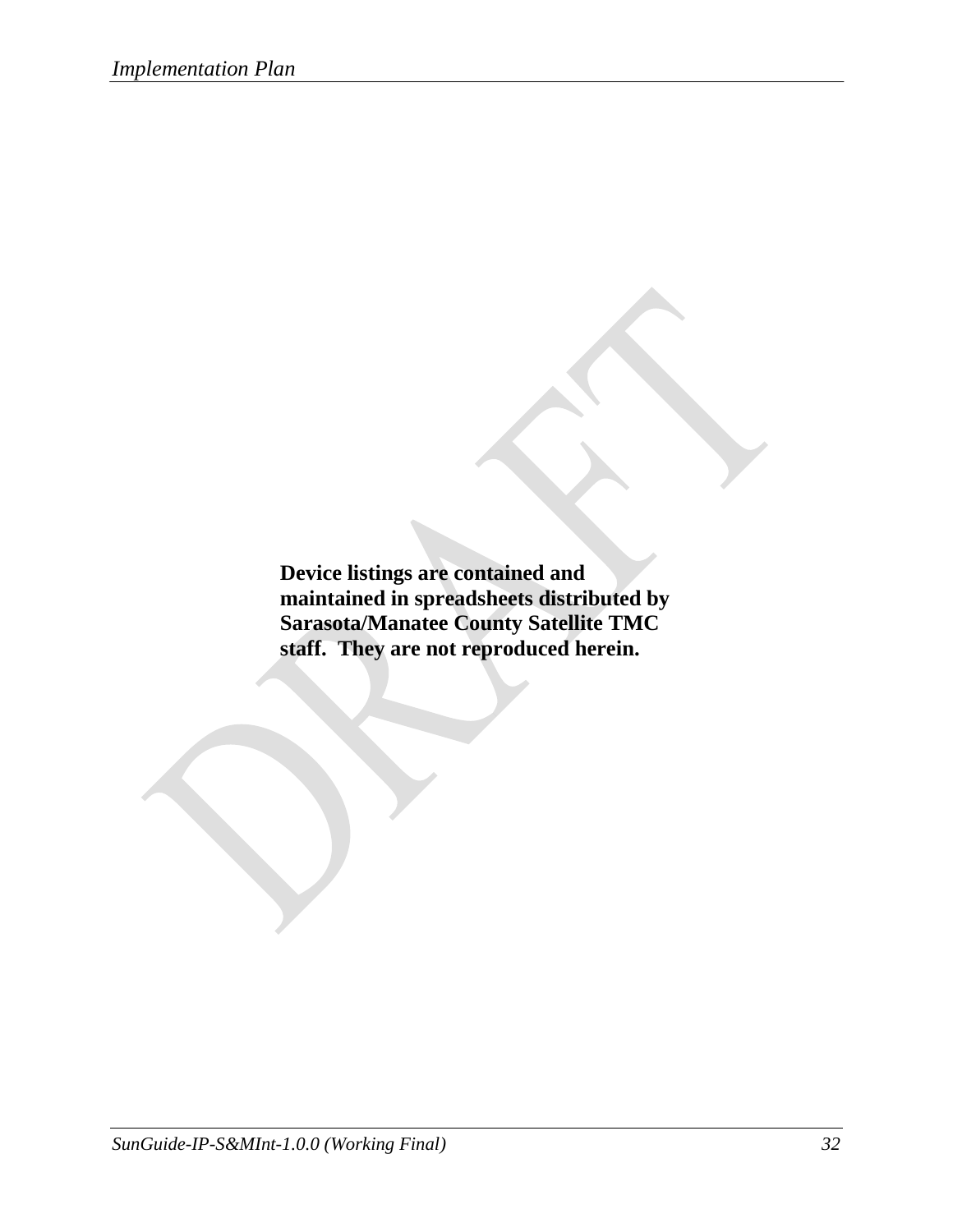**Device listings are contained and maintained in spreadsheets distributed by Sarasota/Manatee County Satellite TMC staff. They are not reproduced herein.**